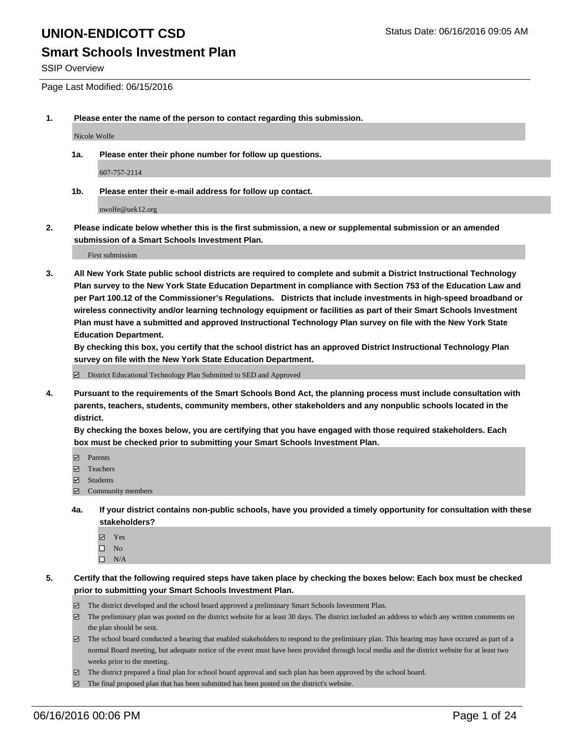# UNION-ENDICOTT CSD

Status Date: 06/16/2016 09:05 AM

## Smart Schools Investment Plan

SSIP Overview

Page Last Modified: 06/15/2016

**1. Please enter the name of the person to contact regarding this submission.**

Nicole Wolfe

**1a. Please enter their phone number for follow up questions.**

607-757-2114

**1b. Please enter their e-mail address for follow up contact.**

nwolfe@uek12.org

**2. Please indicate below whether this is the first submission, a new or supplemental submission or an amended submission of a Smart Schools Investment Plan.**

First submission

**3. All New York State public school districts are required to complete and submit a District Instructional Technology Plan survey to the New York State Education Department in compliance with Section 753 of the Education Law and per Part 100.12 of the Commissioner's Regulations. Districts that include investments in high-speed broadband or wireless connectivity and/or learning technology equipment or facilities as part of their Smart Schools Investment Plan must have a submitted and approved Instructional Technology Plan survey on file with the New York State Education Department.**
**By checking this box, you certify that the school district has an approved District Instructional Technology Plan survey on file with the New York State Education Department.**

☑ District Educational Technology Plan Submitted to SED and Approved

**4. Pursuant to the requirements of the Smart Schools Bond Act, the planning process must include consultation with parents, teachers, students, community members, other stakeholders and any nonpublic schools located in the district.**
**By checking the boxes below, you are certifying that you have engaged with those required stakeholders. Each box must be checked prior to submitting your Smart Schools Investment Plan.**

☑ Parents
☑ Teachers
☑ Students
☑ Community members

**4a. If your district contains non-public schools, have you provided a timely opportunity for consultation with these stakeholders?**

☑ Yes
☐ No
☐ N/A

**5. Certify that the following required steps have taken place by checking the boxes below: Each box must be checked prior to submitting your Smart Schools Investment Plan.**

☑ The district developed and the school board approved a preliminary Smart Schools Investment Plan.
☑ The preliminary plan was posted on the district website for at least 30 days. The district included an address to which any written comments on the plan should be sent.
☑ The school board conducted a hearing that enabled stakeholders to respond to the preliminary plan. This hearing may have occured as part of a normal Board meeting, but adequate notice of the event must have been provided through local media and the district website for at least two weeks prior to the meeting.
☑ The district prepared a final plan for school board approval and such plan has been approved by the school board.
☑ The final proposed plan that has been submitted has been posted on the district's website.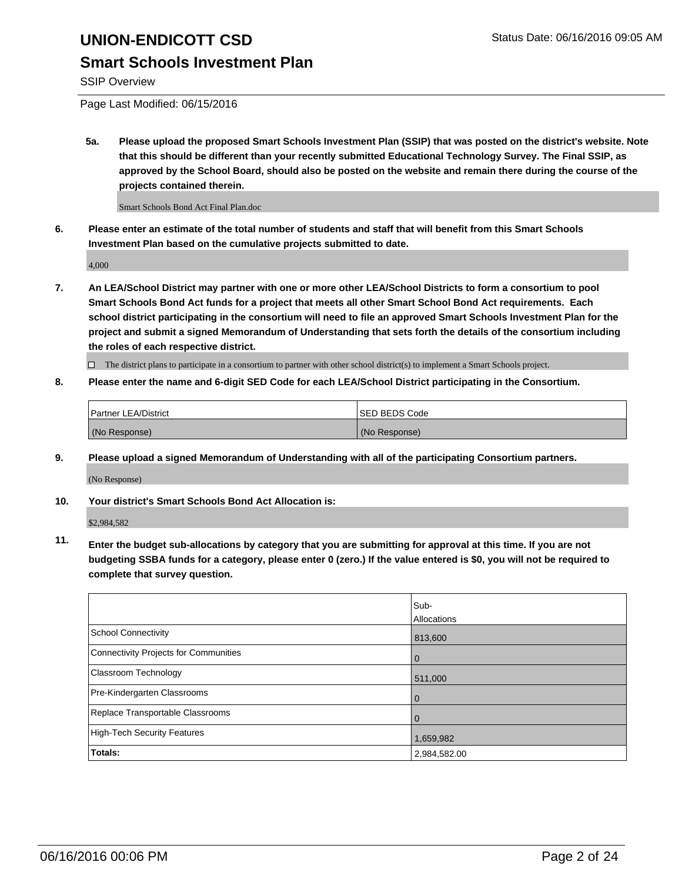# UNION-ENDICOTT CSD

Status Date: 06/16/2016 09:05 AM

## Smart Schools Investment Plan

SSIP Overview

Page Last Modified: 06/15/2016

**5a. Please upload the proposed Smart Schools Investment Plan (SSIP) that was posted on the district's website. Note that this should be different than your recently submitted Educational Technology Survey. The Final SSIP, as approved by the School Board, should also be posted on the website and remain there during the course of the projects contained therein.**

Smart Schools Bond Act Final Plan.doc

**6. Please enter an estimate of the total number of students and staff that will benefit from this Smart Schools Investment Plan based on the cumulative projects submitted to date.**

4,000

**7. An LEA/School District may partner with one or more other LEA/School Districts to form a consortium to pool Smart Schools Bond Act funds for a project that meets all other Smart School Bond Act requirements. Each school district participating in the consortium will need to file an approved Smart Schools Investment Plan for the project and submit a signed Memorandum of Understanding that sets forth the details of the consortium including the roles of each respective district.**

☐ The district plans to participate in a consortium to partner with other school district(s) to implement a Smart Schools project.

**8. Please enter the name and 6-digit SED Code for each LEA/School District participating in the Consortium.**

| Partner LEA/District | SED BEDS Code |
|---|---|
| (No Response) | (No Response) |

**9. Please upload a signed Memorandum of Understanding with all of the participating Consortium partners.**

(No Response)

**10. Your district's Smart Schools Bond Act Allocation is:**

$2,984,582

**11. Enter the budget sub-allocations by category that you are submitting for approval at this time. If you are not budgeting SSBA funds for a category, please enter 0 (zero.) If the value entered is $0, you will not be required to complete that survey question.**

| | Sub-Allocations |
|---|---|
| School Connectivity | 813,600 |
| Connectivity Projects for Communities | 0 |
| Classroom Technology | 511,000 |
| Pre-Kindergarten Classrooms | 0 |
| Replace Transportable Classrooms | 0 |
| High-Tech Security Features | 1,659,982 |
| **Totals:** | 2,984,582.00 |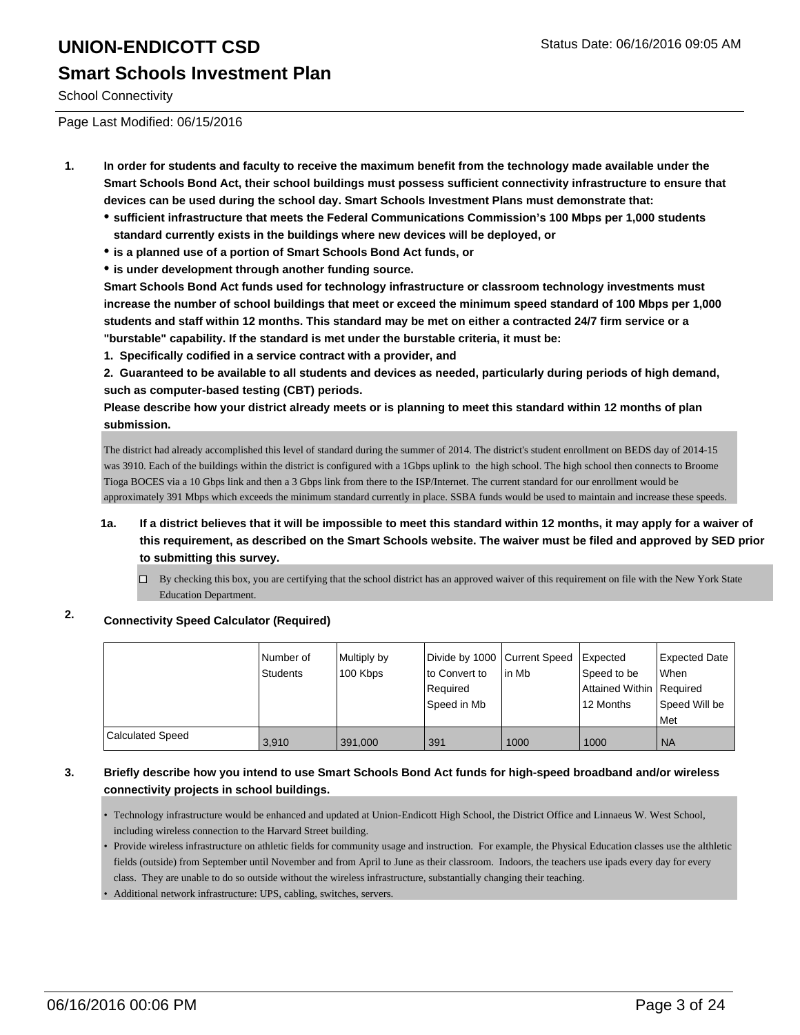# UNION-ENDICOTT CSD

## Smart Schools Investment Plan

School Connectivity

Page Last Modified: 06/15/2016

**1. In order for students and faculty to receive the maximum benefit from the technology made available under the Smart Schools Bond Act, their school buildings must possess sufficient connectivity infrastructure to ensure that devices can be used during the school day. Smart Schools Investment Plans must demonstrate that:**

- **sufficient infrastructure that meets the Federal Communications Commission's 100 Mbps per 1,000 students standard currently exists in the buildings where new devices will be deployed, or**
- **is a planned use of a portion of Smart Schools Bond Act funds, or**
- **is under development through another funding source.**

**Smart Schools Bond Act funds used for technology infrastructure or classroom technology investments must increase the number of school buildings that meet or exceed the minimum speed standard of 100 Mbps per 1,000 students and staff within 12 months. This standard may be met on either a contracted 24/7 firm service or a "burstable" capability. If the standard is met under the burstable criteria, it must be:**

**1. Specifically codified in a service contract with a provider, and**

**2. Guaranteed to be available to all students and devices as needed, particularly during periods of high demand, such as computer-based testing (CBT) periods.**

**Please describe how your district already meets or is planning to meet this standard within 12 months of plan submission.**

The district had already accomplished this level of standard during the summer of 2014. The district's student enrollment on BEDS day of 2014-15 was 3910. Each of the buildings within the district is configured with a 1Gbps uplink to the high school. The high school then connects to Broome Tioga BOCES via a 10 Gbps link and then a 3 Gbps link from there to the ISP/Internet. The current standard for our enrollment would be approximately 391 Mbps which exceeds the minimum standard currently in place. SSBA funds would be used to maintain and increase these speeds.

**1a. If a district believes that it will be impossible to meet this standard within 12 months, it may apply for a waiver of this requirement, as described on the Smart Schools website. The waiver must be filed and approved by SED prior to submitting this survey.**

☐ By checking this box, you are certifying that the school district has an approved waiver of this requirement on file with the New York State Education Department.

**2. Connectivity Speed Calculator (Required)**

| | Number of Students | Multiply by 100 Kbps | Divide by 1000 to Convert to Required Speed in Mb | Current Speed in Mb | Expected Speed to be Attained Within 12 Months | Expected Date When Required Speed Will be Met |
|---|---|---|---|---|---|---|
| Calculated Speed | 3,910 | 391,000 | 391 | 1000 | 1000 | NA |

**3. Briefly describe how you intend to use Smart Schools Bond Act funds for high-speed broadband and/or wireless connectivity projects in school buildings.**

- Technology infrastructure would be enhanced and updated at Union-Endicott High School, the District Office and Linnaeus W. West School, including wireless connection to the Harvard Street building.
- Provide wireless infrastructure on athletic fields for community usage and instruction. For example, the Physical Education classes use the althletic fields (outside) from September until November and from April to June as their classroom. Indoors, the teachers use ipads every day for every class. They are unable to do so outside without the wireless infrastructure, substantially changing their teaching.
- Additional network infrastructure: UPS, cabling, switches, servers.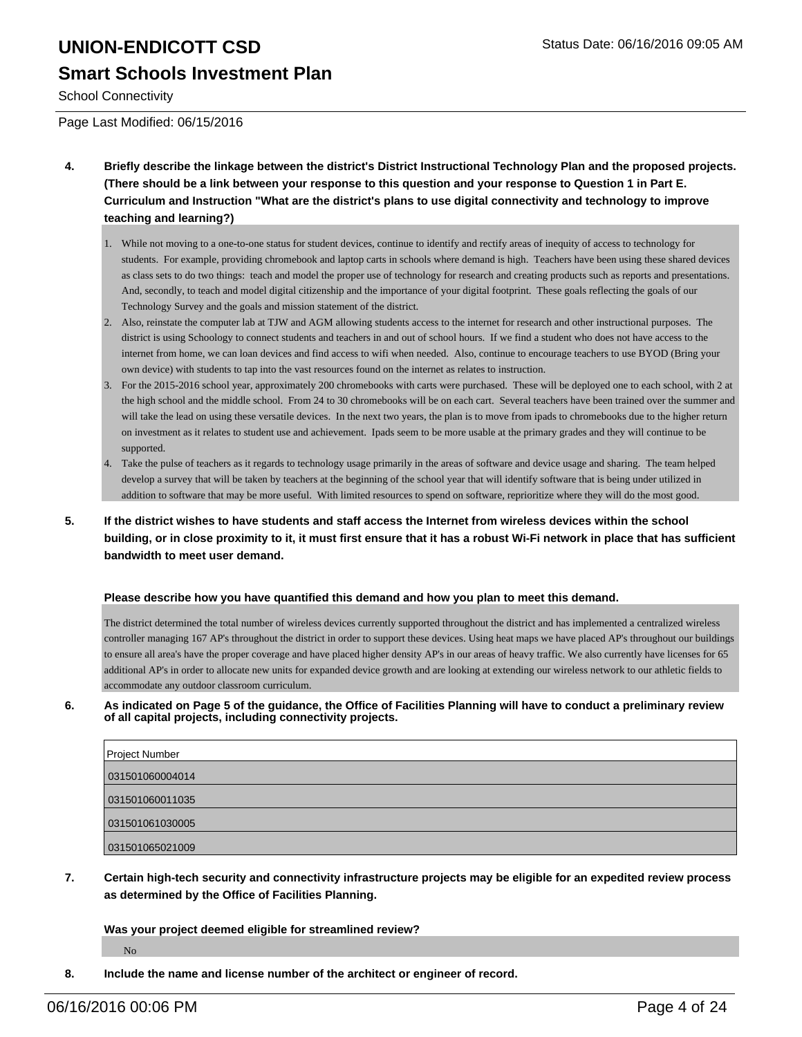**4. Briefly describe the linkage between the district's District Instructional Technology Plan and the proposed projects. (There should be a link between your response to this question and your response to Question 1 in Part E. Curriculum and Instruction "What are the district's plans to use digital connectivity and technology to improve teaching and learning?)**

1. While not moving to a one-to-one status for student devices, continue to identify and rectify areas of inequity of access to technology for students. For example, providing chromebook and laptop carts in schools where demand is high. Teachers have been using these shared devices as class sets to do two things: teach and model the proper use of technology for research and creating products such as reports and presentations. And, secondly, to teach and model digital citizenship and the importance of your digital footprint. These goals reflecting the goals of our Technology Survey and the goals and mission statement of the district.
2. Also, reinstate the computer lab at TJW and AGM allowing students access to the internet for research and other instructional purposes. The district is using Schoology to connect students and teachers in and out of school hours. If we find a student who does not have access to the internet from home, we can loan devices and find access to wifi when needed. Also, continue to encourage teachers to use BYOD (Bring your own device) with students to tap into the vast resources found on the internet as relates to instruction.
3. For the 2015-2016 school year, approximately 200 chromebooks with carts were purchased. These will be deployed one to each school, with 2 at the high school and the middle school. From 24 to 30 chromebooks will be on each cart. Several teachers have been trained over the summer and will take the lead on using these versatile devices. In the next two years, the plan is to move from ipads to chromebooks due to the higher return on investment as it relates to student use and achievement. Ipads seem to be more usable at the primary grades and they will continue to be supported.
4. Take the pulse of teachers as it regards to technology usage primarily in the areas of software and device usage and sharing. The team helped develop a survey that will be taken by teachers at the beginning of the school year that will identify software that is being under utilized in addition to software that may be more useful. With limited resources to spend on software, reprioritize where they will do the most good.

**5. If the district wishes to have students and staff access the Internet from wireless devices within the school building, or in close proximity to it, it must first ensure that it has a robust Wi-Fi network in place that has sufficient bandwidth to meet user demand.**

**Please describe how you have quantified this demand and how you plan to meet this demand.**

The district determined the total number of wireless devices currently supported throughout the district and has implemented a centralized wireless controller managing 167 AP's throughout the district in order to support these devices. Using heat maps we have placed AP's throughout our buildings to ensure all area's have the proper coverage and have placed higher density AP's in our areas of heavy traffic. We also currently have licenses for 65 additional AP's in order to allocate new units for expanded device growth and are looking at extending our wireless network to our athletic fields to accommodate any outdoor classroom curriculum.

**6. As indicated on Page 5 of the guidance, the Office of Facilities Planning will have to conduct a preliminary review of all capital projects, including connectivity projects.**

| Project Number |
|---|
| 031501060004014 |
| 031501060011035 |
| 031501061030005 |
| 031501065021009 |

**7. Certain high-tech security and connectivity infrastructure projects may be eligible for an expedited review process as determined by the Office of Facilities Planning.**

**Was your project deemed eligible for streamlined review?**

No

**8. Include the name and license number of the architect or engineer of record.**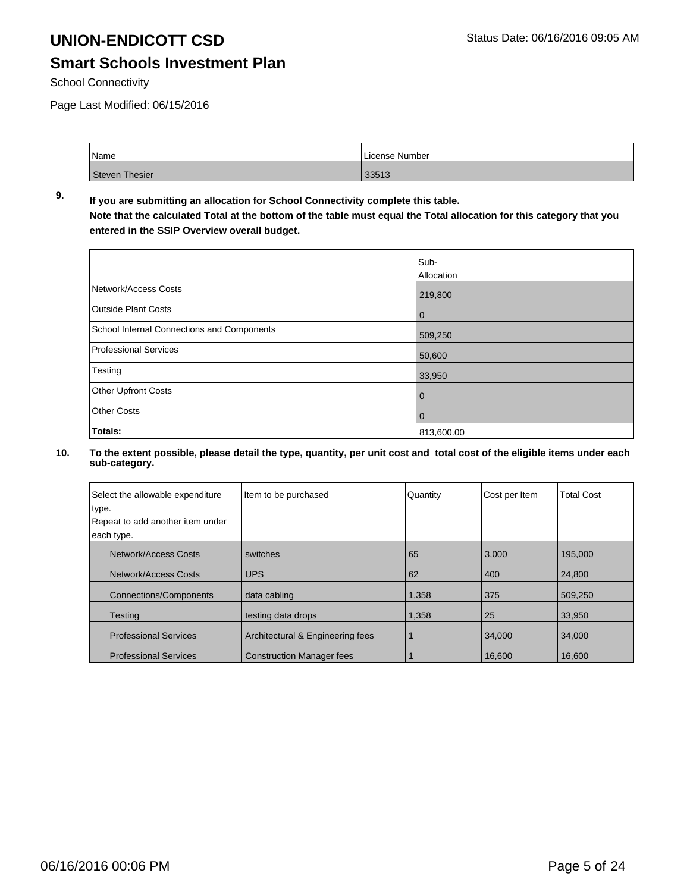# UNION-ENDICOTT CSD

## Smart Schools Investment Plan

School Connectivity

Page Last Modified: 06/15/2016

| Name | License Number |
|---|---|
| Steven Thesier | 33513 |

**9. If you are submitting an allocation for School Connectivity complete this table.**
**Note that the calculated Total at the bottom of the table must equal the Total allocation for this category that you entered in the SSIP Overview overall budget.**

| | Sub-Allocation |
|---|---|
| Network/Access Costs | 219,800 |
| Outside Plant Costs | 0 |
| School Internal Connections and Components | 509,250 |
| Professional Services | 50,600 |
| Testing | 33,950 |
| Other Upfront Costs | 0 |
| Other Costs | 0 |
| **Totals:** | 813,600.00 |

**10. To the extent possible, please detail the type, quantity, per unit cost and total cost of the eligible items under each sub-category.**

| Select the allowable expenditure type. Repeat to add another item under each type. | Item to be purchased | Quantity | Cost per Item | Total Cost |
|---|---|---|---|---|
| Network/Access Costs | switches | 65 | 3,000 | 195,000 |
| Network/Access Costs | UPS | 62 | 400 | 24,800 |
| Connections/Components | data cabling | 1,358 | 375 | 509,250 |
| Testing | testing data drops | 1,358 | 25 | 33,950 |
| Professional Services | Architectural & Engineering fees | 1 | 34,000 | 34,000 |
| Professional Services | Construction Manager fees | 1 | 16,600 | 16,600 |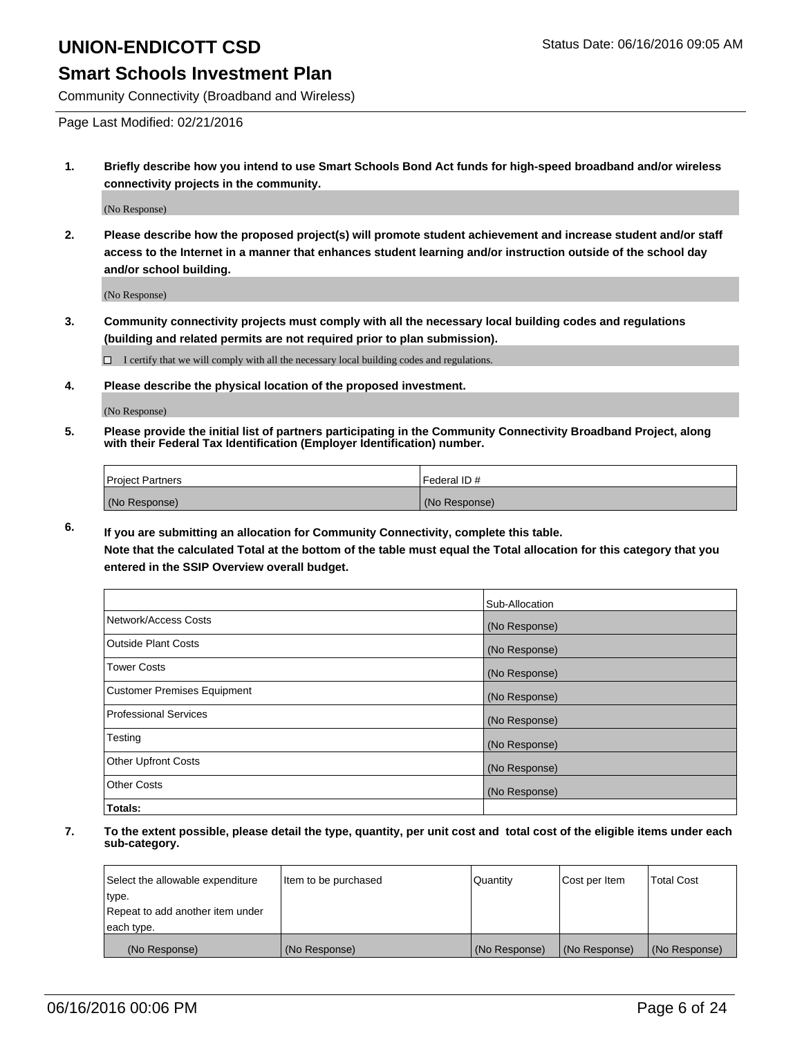# UNION-ENDICOTT CSD

Status Date: 06/16/2016 09:05 AM

## Smart Schools Investment Plan

Community Connectivity (Broadband and Wireless)

Page Last Modified: 02/21/2016

**1. Briefly describe how you intend to use Smart Schools Bond Act funds for high-speed broadband and/or wireless connectivity projects in the community.**

(No Response)

**2. Please describe how the proposed project(s) will promote student achievement and increase student and/or staff access to the Internet in a manner that enhances student learning and/or instruction outside of the school day and/or school building.**

(No Response)

**3. Community connectivity projects must comply with all the necessary local building codes and regulations (building and related permits are not required prior to plan submission).**

☐ I certify that we will comply with all the necessary local building codes and regulations.

**4. Please describe the physical location of the proposed investment.**

(No Response)

**5. Please provide the initial list of partners participating in the Community Connectivity Broadband Project, along with their Federal Tax Identification (Employer Identification) number.**

| Project Partners | Federal ID # |
|---|---|
| (No Response) | (No Response) |

**6. If you are submitting an allocation for Community Connectivity, complete this table.**
**Note that the calculated Total at the bottom of the table must equal the Total allocation for this category that you entered in the SSIP Overview overall budget.**

| | Sub-Allocation |
|---|---|
| Network/Access Costs | (No Response) |
| Outside Plant Costs | (No Response) |
| Tower Costs | (No Response) |
| Customer Premises Equipment | (No Response) |
| Professional Services | (No Response) |
| Testing | (No Response) |
| Other Upfront Costs | (No Response) |
| Other Costs | (No Response) |
| **Totals:** | |

**7. To the extent possible, please detail the type, quantity, per unit cost and total cost of the eligible items under each sub-category.**

| Select the allowable expenditure type. Repeat to add another item under each type. | Item to be purchased | Quantity | Cost per Item | Total Cost |
|---|---|---|---|---|
| (No Response) | (No Response) | (No Response) | (No Response) | (No Response) |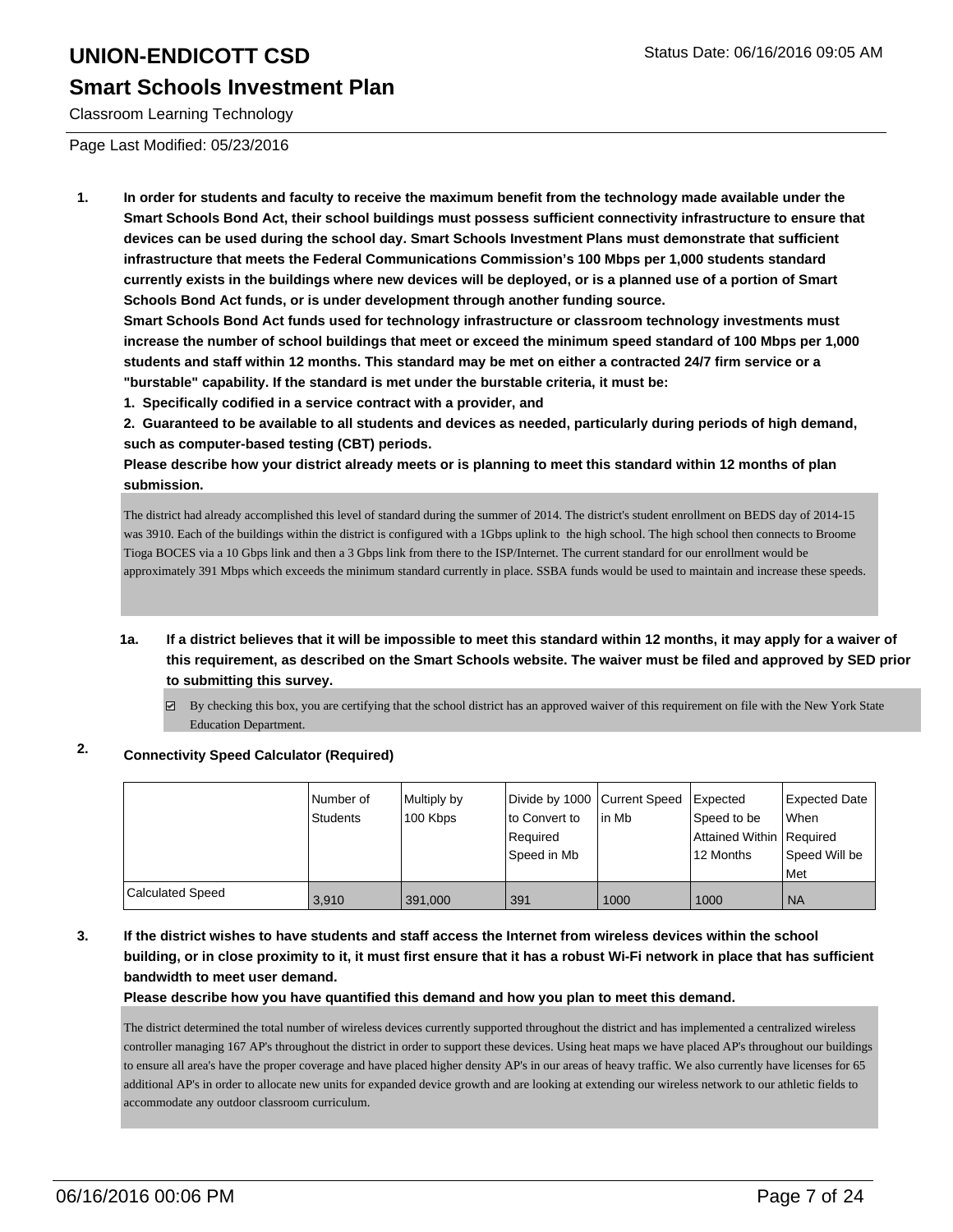# UNION-ENDICOTT CSD

## Smart Schools Investment Plan

Classroom Learning Technology

Status Date: 06/16/2016 09:05 AM

Page Last Modified: 05/23/2016

**1. In order for students and faculty to receive the maximum benefit from the technology made available under the Smart Schools Bond Act, their school buildings must possess sufficient connectivity infrastructure to ensure that devices can be used during the school day. Smart Schools Investment Plans must demonstrate that sufficient infrastructure that meets the Federal Communications Commission's 100 Mbps per 1,000 students standard currently exists in the buildings where new devices will be deployed, or is a planned use of a portion of Smart Schools Bond Act funds, or is under development through another funding source.**

**Smart Schools Bond Act funds used for technology infrastructure or classroom technology investments must increase the number of school buildings that meet or exceed the minimum speed standard of 100 Mbps per 1,000 students and staff within 12 months. This standard may be met on either a contracted 24/7 firm service or a "burstable" capability. If the standard is met under the burstable criteria, it must be:**

**1. Specifically codified in a service contract with a provider, and**

**2. Guaranteed to be available to all students and devices as needed, particularly during periods of high demand, such as computer-based testing (CBT) periods.**

**Please describe how your district already meets or is planning to meet this standard within 12 months of plan submission.**

The district had already accomplished this level of standard during the summer of 2014. The district's student enrollment on BEDS day of 2014-15 was 3910. Each of the buildings within the district is configured with a 1Gbps uplink to the high school. The high school then connects to Broome Tioga BOCES via a 10 Gbps link and then a 3 Gbps link from there to the ISP/Internet. The current standard for our enrollment would be approximately 391 Mbps which exceeds the minimum standard currently in place. SSBA funds would be used to maintain and increase these speeds.

**1a. If a district believes that it will be impossible to meet this standard within 12 months, it may apply for a waiver of this requirement, as described on the Smart Schools website. The waiver must be filed and approved by SED prior to submitting this survey.**

☑ By checking this box, you are certifying that the school district has an approved waiver of this requirement on file with the New York State Education Department.

**2. Connectivity Speed Calculator (Required)**

| | Number of Students | Multiply by 100 Kbps | Divide by 1000 to Convert to Required Speed in Mb | Current Speed in Mb | Expected Speed to be Attained Within 12 Months | Expected Date When Required Speed Will be Met |
|---|---|---|---|---|---|---|
| Calculated Speed | 3,910 | 391,000 | 391 | 1000 | 1000 | NA |

**3. If the district wishes to have students and staff access the Internet from wireless devices within the school building, or in close proximity to it, it must first ensure that it has a robust Wi-Fi network in place that has sufficient bandwidth to meet user demand.**

**Please describe how you have quantified this demand and how you plan to meet this demand.**

The district determined the total number of wireless devices currently supported throughout the district and has implemented a centralized wireless controller managing 167 AP's throughout the district in order to support these devices. Using heat maps we have placed AP's throughout our buildings to ensure all area's have the proper coverage and have placed higher density AP's in our areas of heavy traffic. We also currently have licenses for 65 additional AP's in order to allocate new units for expanded device growth and are looking at extending our wireless network to our athletic fields to accommodate any outdoor classroom curriculum.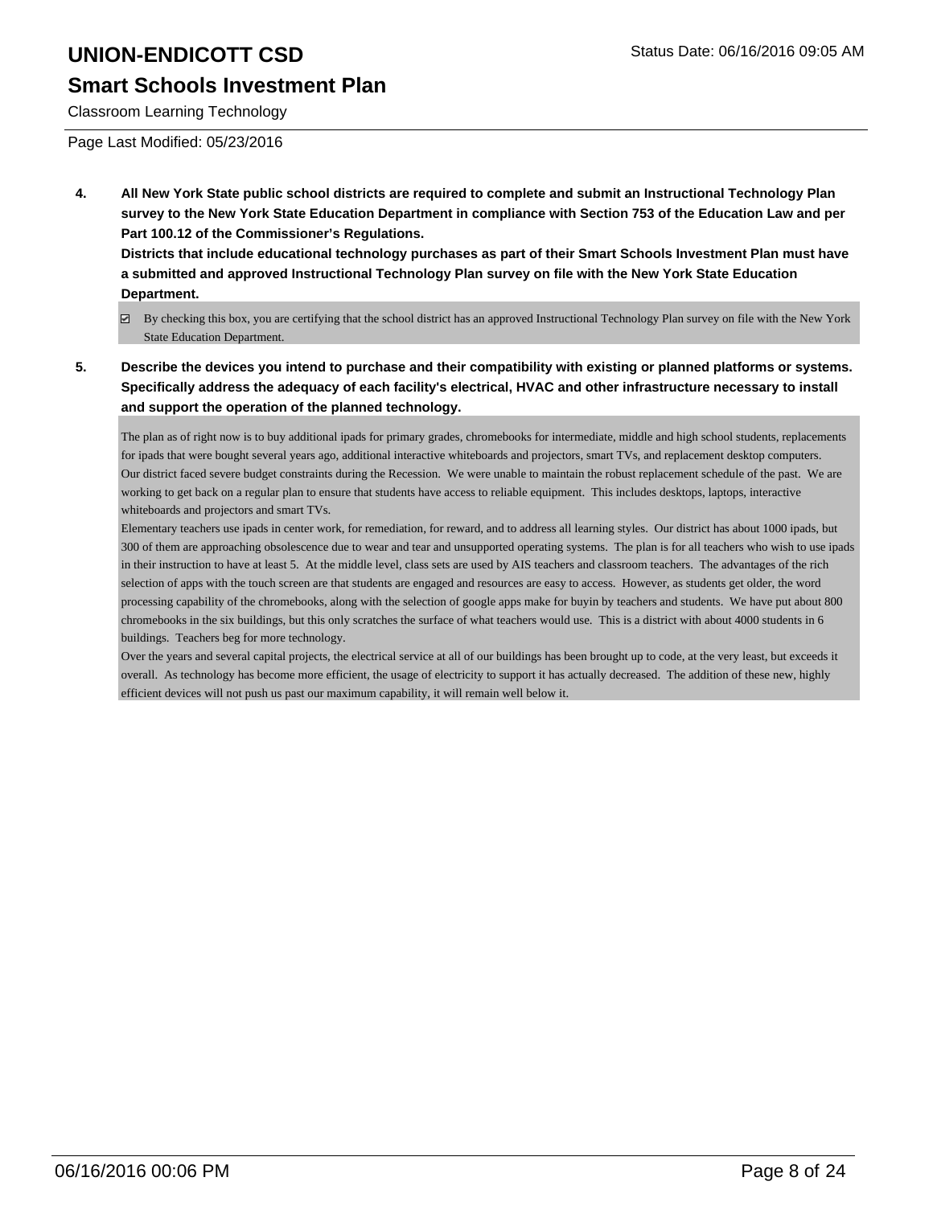# UNION-ENDICOTT CSD

## Smart Schools Investment Plan

Classroom Learning Technology

Status Date: 06/16/2016 09:05 AM

Page Last Modified: 05/23/2016

**4. All New York State public school districts are required to complete and submit an Instructional Technology Plan survey to the New York State Education Department in compliance with Section 753 of the Education Law and per Part 100.12 of the Commissioner's Regulations.**
**Districts that include educational technology purchases as part of their Smart Schools Investment Plan must have a submitted and approved Instructional Technology Plan survey on file with the New York State Education Department.**

☑ By checking this box, you are certifying that the school district has an approved Instructional Technology Plan survey on file with the New York State Education Department.

**5. Describe the devices you intend to purchase and their compatibility with existing or planned platforms or systems. Specifically address the adequacy of each facility's electrical, HVAC and other infrastructure necessary to install and support the operation of the planned technology.**

The plan as of right now is to buy additional ipads for primary grades, chromebooks for intermediate, middle and high school students, replacements for ipads that were bought several years ago, additional interactive whiteboards and projectors, smart TVs, and replacement desktop computers.
Our district faced severe budget constraints during the Recession. We were unable to maintain the robust replacement schedule of the past. We are working to get back on a regular plan to ensure that students have access to reliable equipment. This includes desktops, laptops, interactive whiteboards and projectors and smart TVs.
Elementary teachers use ipads in center work, for remediation, for reward, and to address all learning styles. Our district has about 1000 ipads, but 300 of them are approaching obsolescence due to wear and tear and unsupported operating systems. The plan is for all teachers who wish to use ipads in their instruction to have at least 5. At the middle level, class sets are used by AIS teachers and classroom teachers. The advantages of the rich selection of apps with the touch screen are that students are engaged and resources are easy to access. However, as students get older, the word processing capability of the chromebooks, along with the selection of google apps make for buyin by teachers and students. We have put about 800 chromebooks in the six buildings, but this only scratches the surface of what teachers would use. This is a district with about 4000 students in 6 buildings. Teachers beg for more technology.
Over the years and several capital projects, the electrical service at all of our buildings has been brought up to code, at the very least, but exceeds it overall. As technology has become more efficient, the usage of electricity to support it has actually decreased. The addition of these new, highly efficient devices will not push us past our maximum capability, it will remain well below it.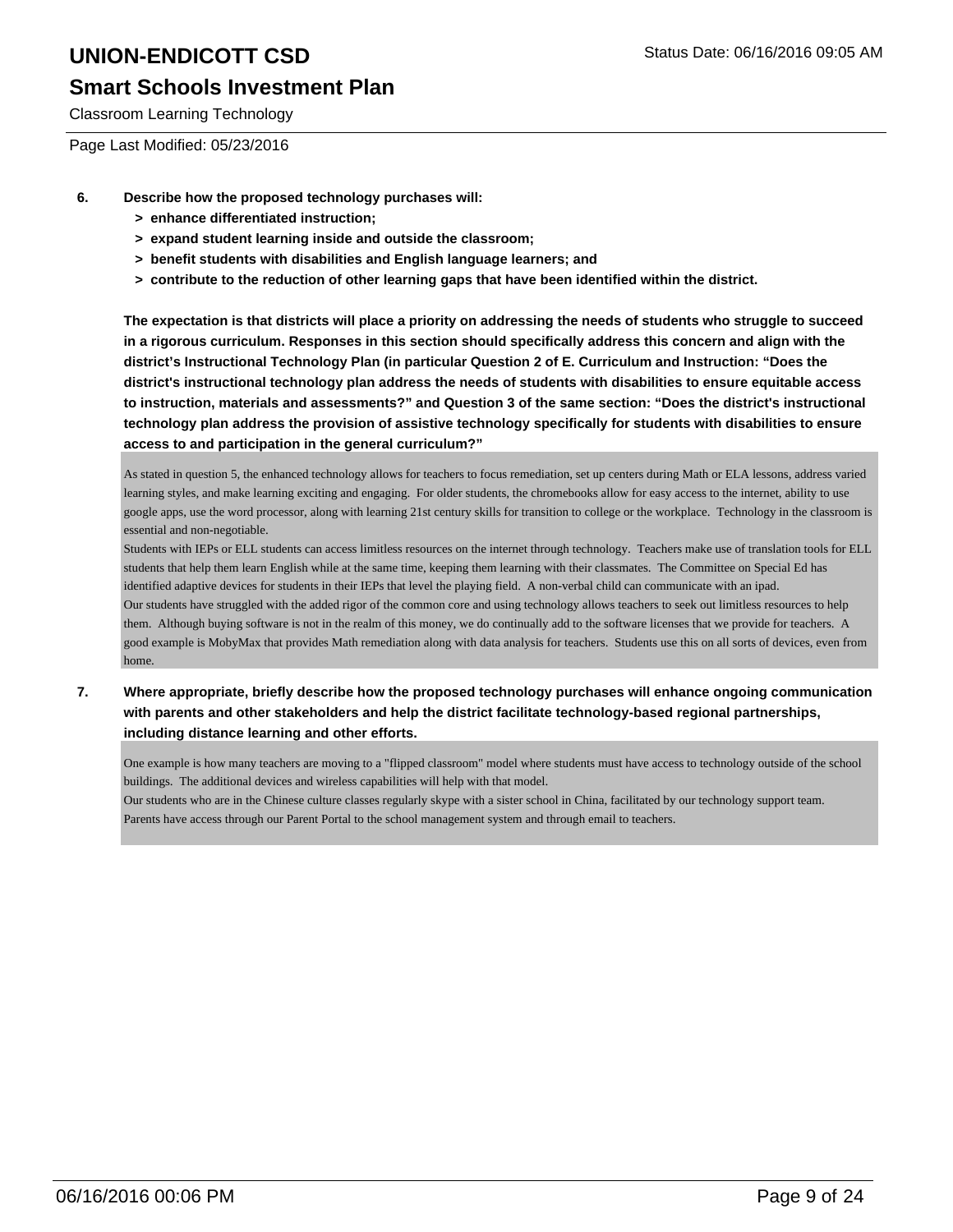**6. Describe how the proposed technology purchases will:**

- **> enhance differentiated instruction;**
- **> expand student learning inside and outside the classroom;**
- **> benefit students with disabilities and English language learners; and**
- **> contribute to the reduction of other learning gaps that have been identified within the district.**

**The expectation is that districts will place a priority on addressing the needs of students who struggle to succeed in a rigorous curriculum. Responses in this section should specifically address this concern and align with the district's Instructional Technology Plan (in particular Question 2 of E. Curriculum and Instruction: "Does the district's instructional technology plan address the needs of students with disabilities to ensure equitable access to instruction, materials and assessments?" and Question 3 of the same section: "Does the district's instructional technology plan address the provision of assistive technology specifically for students with disabilities to ensure access to and participation in the general curriculum?"**

As stated in question 5, the enhanced technology allows for teachers to focus remediation, set up centers during Math or ELA lessons, address varied learning styles, and make learning exciting and engaging. For older students, the chromebooks allow for easy access to the internet, ability to use google apps, use the word processor, along with learning 21st century skills for transition to college or the workplace. Technology in the classroom is essential and non-negotiable.

Students with IEPs or ELL students can access limitless resources on the internet through technology. Teachers make use of translation tools for ELL students that help them learn English while at the same time, keeping them learning with their classmates. The Committee on Special Ed has identified adaptive devices for students in their IEPs that level the playing field. A non-verbal child can communicate with an ipad.

Our students have struggled with the added rigor of the common core and using technology allows teachers to seek out limitless resources to help them. Although buying software is not in the realm of this money, we do continually add to the software licenses that we provide for teachers. A good example is MobyMax that provides Math remediation along with data analysis for teachers. Students use this on all sorts of devices, even from home.

**7. Where appropriate, briefly describe how the proposed technology purchases will enhance ongoing communication with parents and other stakeholders and help the district facilitate technology-based regional partnerships, including distance learning and other efforts.**

One example is how many teachers are moving to a "flipped classroom" model where students must have access to technology outside of the school buildings. The additional devices and wireless capabilities will help with that model.

Our students who are in the Chinese culture classes regularly skype with a sister school in China, facilitated by our technology support team.

Parents have access through our Parent Portal to the school management system and through email to teachers.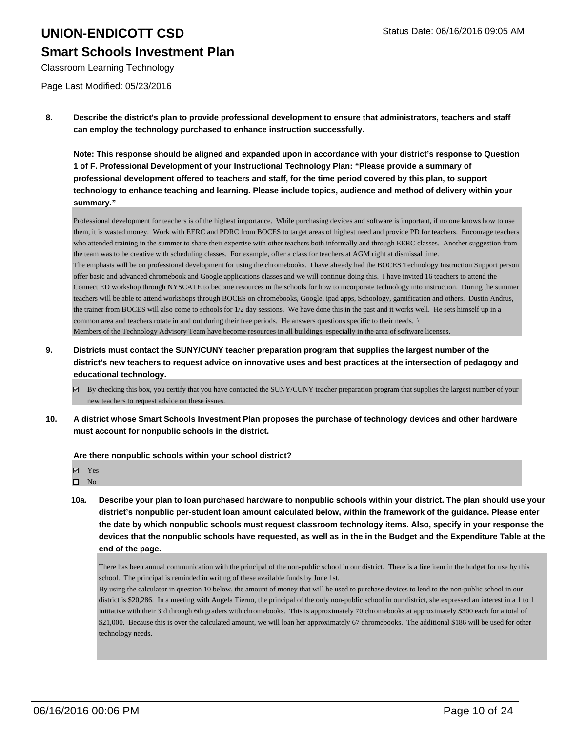# UNION-ENDICOTT CSD

## Smart Schools Investment Plan

Classroom Learning Technology

Page Last Modified: 05/23/2016

**8. Describe the district's plan to provide professional development to ensure that administrators, teachers and staff can employ the technology purchased to enhance instruction successfully.**

**Note: This response should be aligned and expanded upon in accordance with your district's response to Question 1 of F. Professional Development of your Instructional Technology Plan: "Please provide a summary of professional development offered to teachers and staff, for the time period covered by this plan, to support technology to enhance teaching and learning. Please include topics, audience and method of delivery within your summary."**

Professional development for teachers is of the highest importance. While purchasing devices and software is important, if no one knows how to use them, it is wasted money. Work with EERC and PDRC from BOCES to target areas of highest need and provide PD for teachers. Encourage teachers who attended training in the summer to share their expertise with other teachers both informally and through EERC classes. Another suggestion from the team was to be creative with scheduling classes. For example, offer a class for teachers at AGM right at dismissal time.
The emphasis will be on professional development for using the chromebooks. I have already had the BOCES Technology Instruction Support person offer basic and advanced chromebook and Google applications classes and we will continue doing this. I have invited 16 teachers to attend the Connect ED workshop through NYSCATE to become resources in the schools for how to incorporate technology into instruction. During the summer teachers will be able to attend workshops through BOCES on chromebooks, Google, ipad apps, Schoology, gamification and others. Dustin Andrus, the trainer from BOCES will also come to schools for 1/2 day sessions. We have done this in the past and it works well. He sets himself up in a common area and teachers rotate in and out during their free periods. He answers questions specific to their needs. \
Members of the Technology Advisory Team have become resources in all buildings, especially in the area of software licenses.

**9. Districts must contact the SUNY/CUNY teacher preparation program that supplies the largest number of the district's new teachers to request advice on innovative uses and best practices at the intersection of pedagogy and educational technology.**

☑ By checking this box, you certify that you have contacted the SUNY/CUNY teacher preparation program that supplies the largest number of your new teachers to request advice on these issues.

**10. A district whose Smart Schools Investment Plan proposes the purchase of technology devices and other hardware must account for nonpublic schools in the district.**

**Are there nonpublic schools within your school district?**

☑ Yes
☐ No

**10a. Describe your plan to loan purchased hardware to nonpublic schools within your district. The plan should use your district's nonpublic per-student loan amount calculated below, within the framework of the guidance. Please enter the date by which nonpublic schools must request classroom technology items. Also, specify in your response the devices that the nonpublic schools have requested, as well as in the in the Budget and the Expenditure Table at the end of the page.**

There has been annual communication with the principal of the non-public school in our district. There is a line item in the budget for use by this school. The principal is reminded in writing of these available funds by June 1st.
By using the calculator in question 10 below, the amount of money that will be used to purchase devices to lend to the non-public school in our district is $20,286. In a meeting with Angela Tierno, the principal of the only non-public school in our district, she expressed an interest in a 1 to 1 initiative with their 3rd through 6th graders with chromebooks. This is approximately 70 chromebooks at approximately $300 each for a total of $21,000. Because this is over the calculated amount, we will loan her approximately 67 chromebooks. The additional $186 will be used for other technology needs.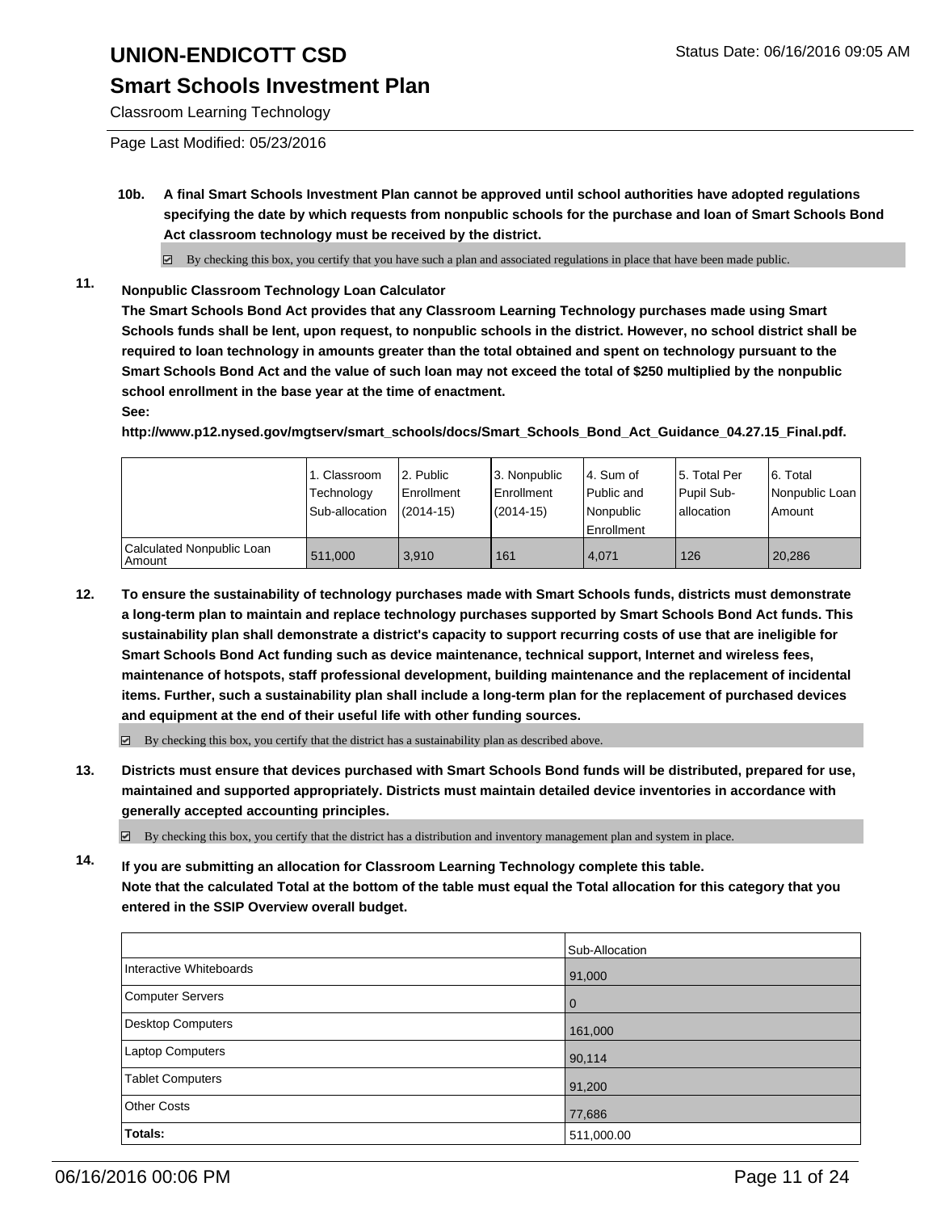**10b.** **A final Smart Schools Investment Plan cannot be approved until school authorities have adopted regulations specifying the date by which requests from nonpublic schools for the purchase and loan of Smart Schools Bond Act classroom technology must be received by the district.**

☑ By checking this box, you certify that you have such a plan and associated regulations in place that have been made public.

**11.** **Nonpublic Classroom Technology Loan Calculator**

**The Smart Schools Bond Act provides that any Classroom Learning Technology purchases made using Smart Schools funds shall be lent, upon request, to nonpublic schools in the district. However, no school district shall be required to loan technology in amounts greater than the total obtained and spent on technology pursuant to the Smart Schools Bond Act and the value of such loan may not exceed the total of $250 multiplied by the nonpublic school enrollment in the base year at the time of enactment.**

**See:**

**http://www.p12.nysed.gov/mgtserv/smart_schools/docs/Smart_Schools_Bond_Act_Guidance_04.27.15_Final.pdf.**

| | 1. Classroom Technology Sub-allocation | 2. Public Enrollment (2014-15) | 3. Nonpublic Enrollment (2014-15) | 4. Sum of Public and Nonpublic Enrollment | 5. Total Per Pupil Sub-allocation | 6. Total Nonpublic Loan Amount |
|---|---|---|---|---|---|---|
| Calculated Nonpublic Loan Amount | 511,000 | 3,910 | 161 | 4,071 | 126 | 20,286 |

**12.** **To ensure the sustainability of technology purchases made with Smart Schools funds, districts must demonstrate a long-term plan to maintain and replace technology purchases supported by Smart Schools Bond Act funds. This sustainability plan shall demonstrate a district's capacity to support recurring costs of use that are ineligible for Smart Schools Bond Act funding such as device maintenance, technical support, Internet and wireless fees, maintenance of hotspots, staff professional development, building maintenance and the replacement of incidental items. Further, such a sustainability plan shall include a long-term plan for the replacement of purchased devices and equipment at the end of their useful life with other funding sources.**

☑ By checking this box, you certify that the district has a sustainability plan as described above.

**13.** **Districts must ensure that devices purchased with Smart Schools Bond funds will be distributed, prepared for use, maintained and supported appropriately. Districts must maintain detailed device inventories in accordance with generally accepted accounting principles.**

☑ By checking this box, you certify that the district has a distribution and inventory management plan and system in place.

**14.** **If you are submitting an allocation for Classroom Learning Technology complete this table. Note that the calculated Total at the bottom of the table must equal the Total allocation for this category that you entered in the SSIP Overview overall budget.**

| | Sub-Allocation |
|---|---|
| Interactive Whiteboards | 91,000 |
| Computer Servers | 0 |
| Desktop Computers | 161,000 |
| Laptop Computers | 90,114 |
| Tablet Computers | 91,200 |
| Other Costs | 77,686 |
| **Totals:** | 511,000.00 |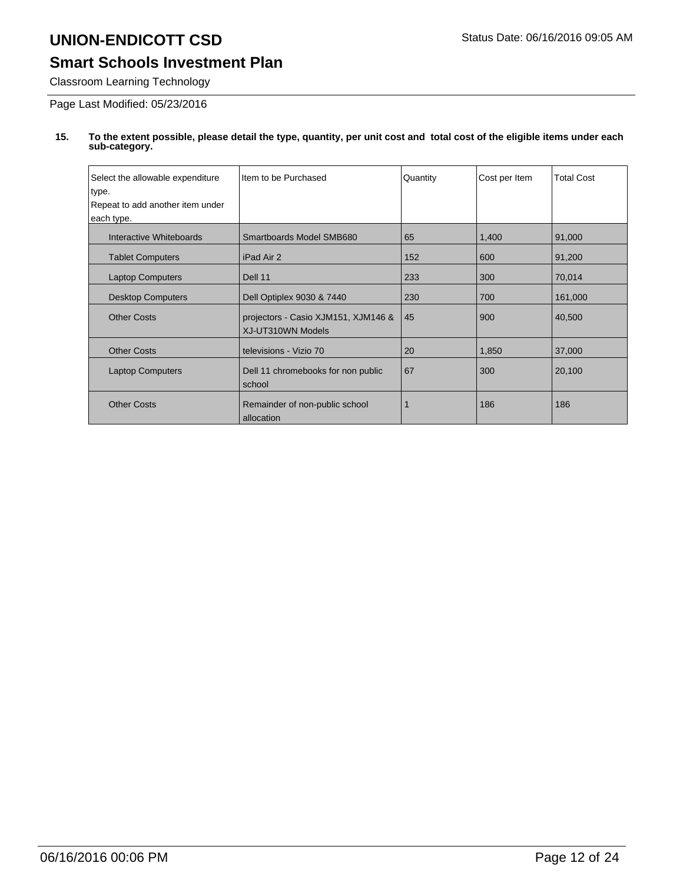# UNION-ENDICOTT CSD

Status Date: 06/16/2016 09:05 AM

## Smart Schools Investment Plan

Classroom Learning Technology

Page Last Modified: 05/23/2016

**15. To the extent possible, please detail the type, quantity, per unit cost and total cost of the eligible items under each sub-category.**

| Select the allowable expenditure type. Repeat to add another item under each type. | Item to be Purchased | Quantity | Cost per Item | Total Cost |
|---|---|---|---|---|
| Interactive Whiteboards | Smartboards Model SMB680 | 65 | 1,400 | 91,000 |
| Tablet Computers | iPad Air 2 | 152 | 600 | 91,200 |
| Laptop Computers | Dell 11 | 233 | 300 | 70,014 |
| Desktop Computers | Dell Optiplex 9030 & 7440 | 230 | 700 | 161,000 |
| Other Costs | projectors - Casio XJM151, XJM146 & XJ-UT310WN Models | 45 | 900 | 40,500 |
| Other Costs | televisions - Vizio 70 | 20 | 1,850 | 37,000 |
| Laptop Computers | Dell 11 chromebooks for non public school | 67 | 300 | 20,100 |
| Other Costs | Remainder of non-public school allocation | 1 | 186 | 186 |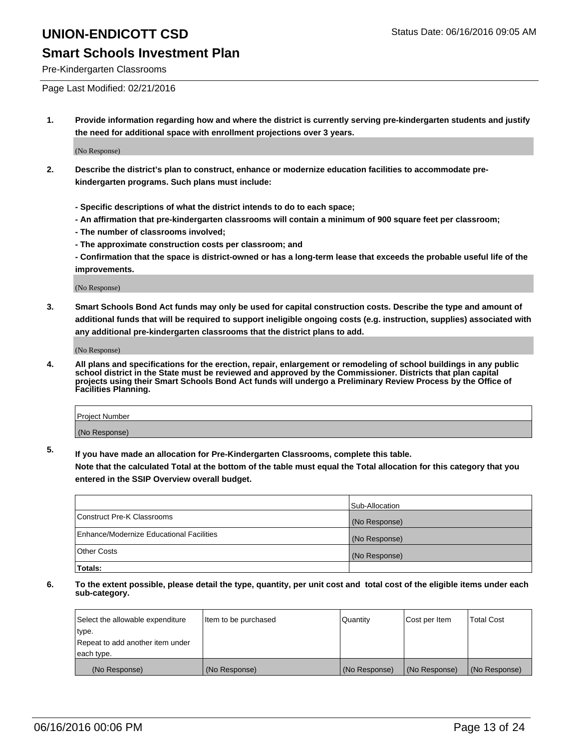# UNION-ENDICOTT CSD

Status Date: 06/16/2016 09:05 AM

## Smart Schools Investment Plan

Pre-Kindergarten Classrooms

Page Last Modified: 02/21/2016

**1. Provide information regarding how and where the district is currently serving pre-kindergarten students and justify the need for additional space with enrollment projections over 3 years.**

(No Response)

**2. Describe the district's plan to construct, enhance or modernize education facilities to accommodate pre-kindergarten programs. Such plans must include:**

**- Specific descriptions of what the district intends to do to each space;**
**- An affirmation that pre-kindergarten classrooms will contain a minimum of 900 square feet per classroom;**
**- The number of classrooms involved;**
**- The approximate construction costs per classroom; and**
**- Confirmation that the space is district-owned or has a long-term lease that exceeds the probable useful life of the improvements.**

(No Response)

**3. Smart Schools Bond Act funds may only be used for capital construction costs. Describe the type and amount of additional funds that will be required to support ineligible ongoing costs (e.g. instruction, supplies) associated with any additional pre-kindergarten classrooms that the district plans to add.**

(No Response)

**4. All plans and specifications for the erection, repair, enlargement or remodeling of school buildings in any public school district in the State must be reviewed and approved by the Commissioner. Districts that plan capital projects using their Smart Schools Bond Act funds will undergo a Preliminary Review Process by the Office of Facilities Planning.**

| Project Number |
|---|
| (No Response) |

**5. If you have made an allocation for Pre-Kindergarten Classrooms, complete this table. Note that the calculated Total at the bottom of the table must equal the Total allocation for this category that you entered in the SSIP Overview overall budget.**

| | Sub-Allocation |
|---|---|
| Construct Pre-K Classrooms | (No Response) |
| Enhance/Modernize Educational Facilities | (No Response) |
| Other Costs | (No Response) |
| **Totals:** | |

**6. To the extent possible, please detail the type, quantity, per unit cost and total cost of the eligible items under each sub-category.**

| Select the allowable expenditure type. Repeat to add another item under each type. | Item to be purchased | Quantity | Cost per Item | Total Cost |
|---|---|---|---|---|
| (No Response) | (No Response) | (No Response) | (No Response) | (No Response) |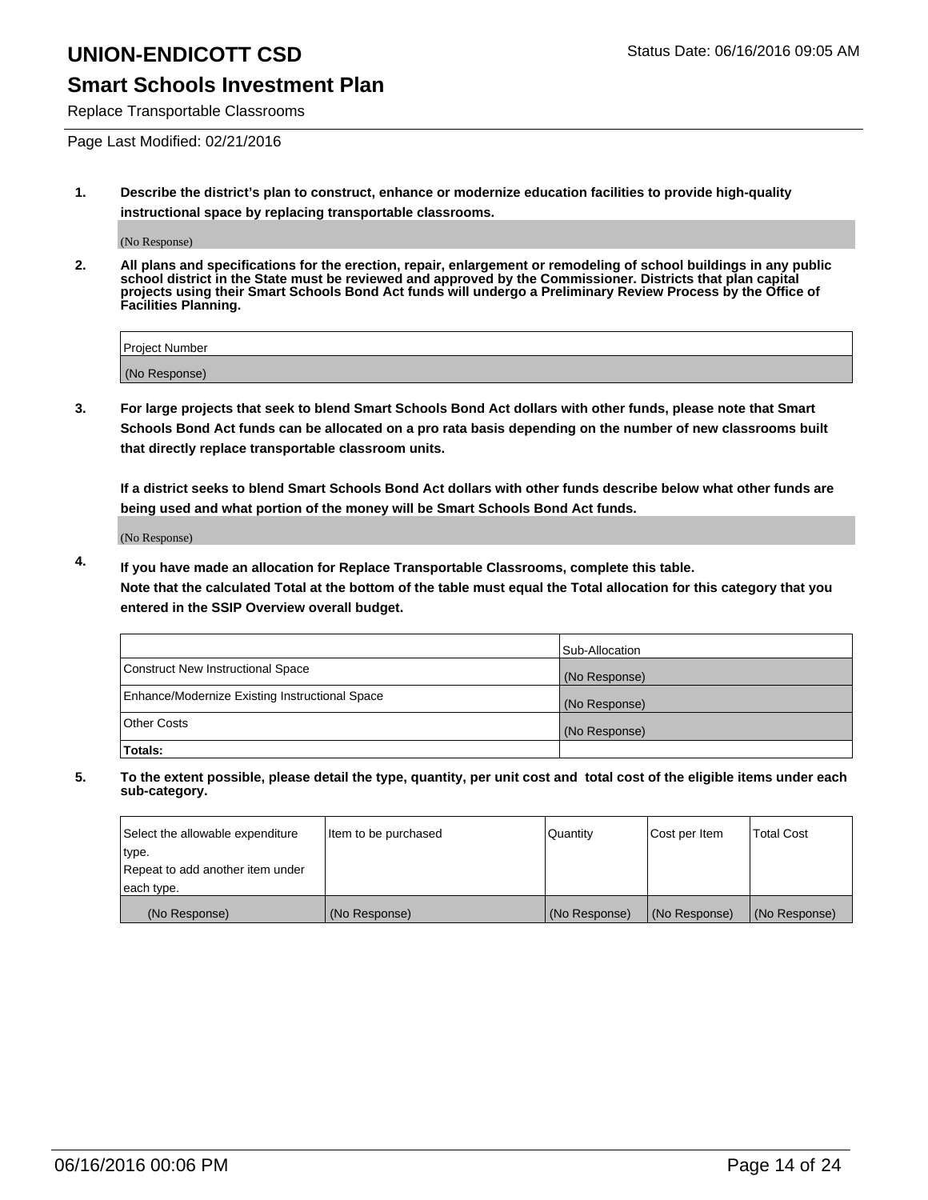# UNION-ENDICOTT CSD

Status Date: 06/16/2016 09:05 AM

## Smart Schools Investment Plan

Replace Transportable Classrooms

Page Last Modified: 02/21/2016

**1. Describe the district's plan to construct, enhance or modernize education facilities to provide high-quality instructional space by replacing transportable classrooms.**

(No Response)

**2. All plans and specifications for the erection, repair, enlargement or remodeling of school buildings in any public school district in the State must be reviewed and approved by the Commissioner. Districts that plan capital projects using their Smart Schools Bond Act funds will undergo a Preliminary Review Process by the Office of Facilities Planning.**

| Project Number |
| --- |
| (No Response) |

**3. For large projects that seek to blend Smart Schools Bond Act dollars with other funds, please note that Smart Schools Bond Act funds can be allocated on a pro rata basis depending on the number of new classrooms built that directly replace transportable classroom units.**

**If a district seeks to blend Smart Schools Bond Act dollars with other funds describe below what other funds are being used and what portion of the money will be Smart Schools Bond Act funds.**

(No Response)

**4. If you have made an allocation for Replace Transportable Classrooms, complete this table. Note that the calculated Total at the bottom of the table must equal the Total allocation for this category that you entered in the SSIP Overview overall budget.**

| | Sub-Allocation |
| --- | --- |
| Construct New Instructional Space | (No Response) |
| Enhance/Modernize Existing Instructional Space | (No Response) |
| Other Costs | (No Response) |
| **Totals:** | |

**5. To the extent possible, please detail the type, quantity, per unit cost and total cost of the eligible items under each sub-category.**

| Select the allowable expenditure type. Repeat to add another item under each type. | Item to be purchased | Quantity | Cost per Item | Total Cost |
| --- | --- | --- | --- | --- |
| (No Response) | (No Response) | (No Response) | (No Response) | (No Response) |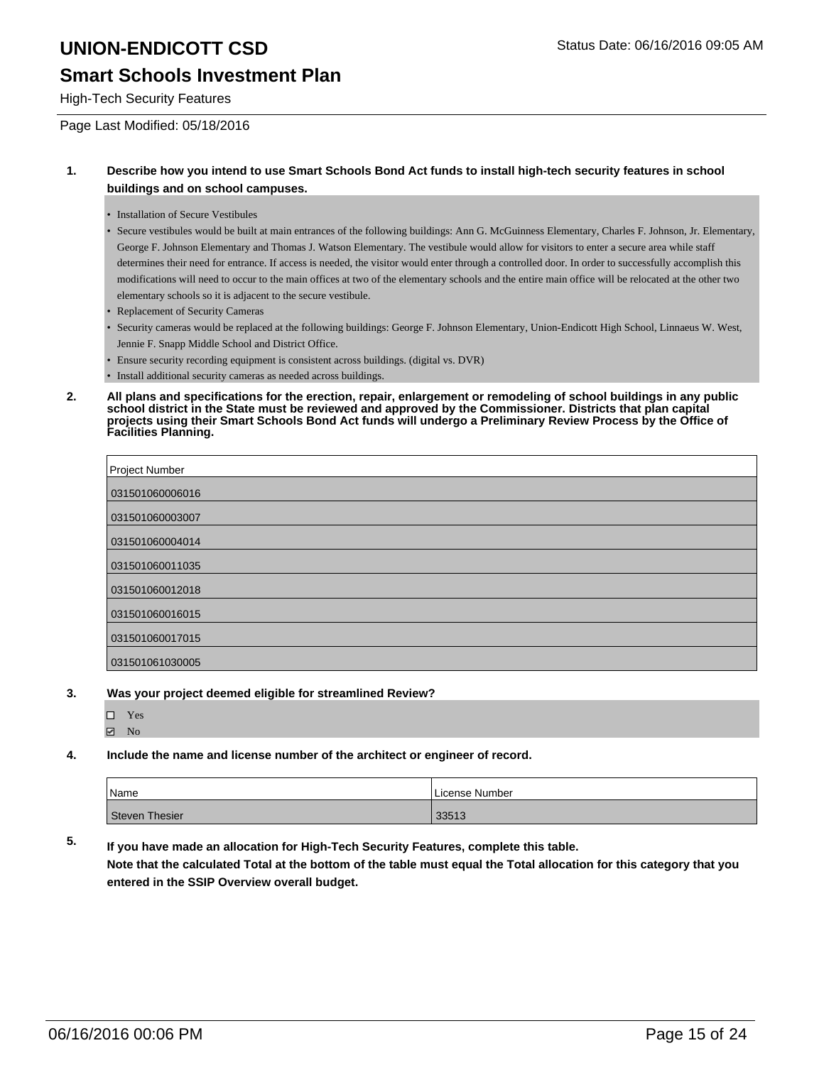# UNION-ENDICOTT CSD

## Smart Schools Investment Plan

High-Tech Security Features

Page Last Modified: 05/18/2016

**1. Describe how you intend to use Smart Schools Bond Act funds to install high-tech security features in school buildings and on school campuses.**

- Installation of Secure Vestibules
- Secure vestibules would be built at main entrances of the following buildings: Ann G. McGuinness Elementary, Charles F. Johnson, Jr. Elementary, George F. Johnson Elementary and Thomas J. Watson Elementary. The vestibule would allow for visitors to enter a secure area while staff determines their need for entrance. If access is needed, the visitor would enter through a controlled door. In order to successfully accomplish this modifications will need to occur to the main offices at two of the elementary schools and the entire main office will be relocated at the other two elementary schools so it is adjacent to the secure vestibule.
- Replacement of Security Cameras
- Security cameras would be replaced at the following buildings: George F. Johnson Elementary, Union-Endicott High School, Linnaeus W. West, Jennie F. Snapp Middle School and District Office.
- Ensure security recording equipment is consistent across buildings. (digital vs. DVR)
- Install additional security cameras as needed across buildings.

**2. All plans and specifications for the erection, repair, enlargement or remodeling of school buildings in any public school district in the State must be reviewed and approved by the Commissioner. Districts that plan capital projects using their Smart Schools Bond Act funds will undergo a Preliminary Review Process by the Office of Facilities Planning.**

| Project Number |
|---|
| 031501060006016 |
| 031501060003007 |
| 031501060004014 |
| 031501060011035 |
| 031501060012018 |
| 031501060016015 |
| 031501060017015 |
| 031501061030005 |

**3. Was your project deemed eligible for streamlined Review?**

☐ Yes
☑ No

**4. Include the name and license number of the architect or engineer of record.**

| Name | License Number |
|---|---|
| Steven Thesier | 33513 |

**5. If you have made an allocation for High-Tech Security Features, complete this table.**
**Note that the calculated Total at the bottom of the table must equal the Total allocation for this category that you entered in the SSIP Overview overall budget.**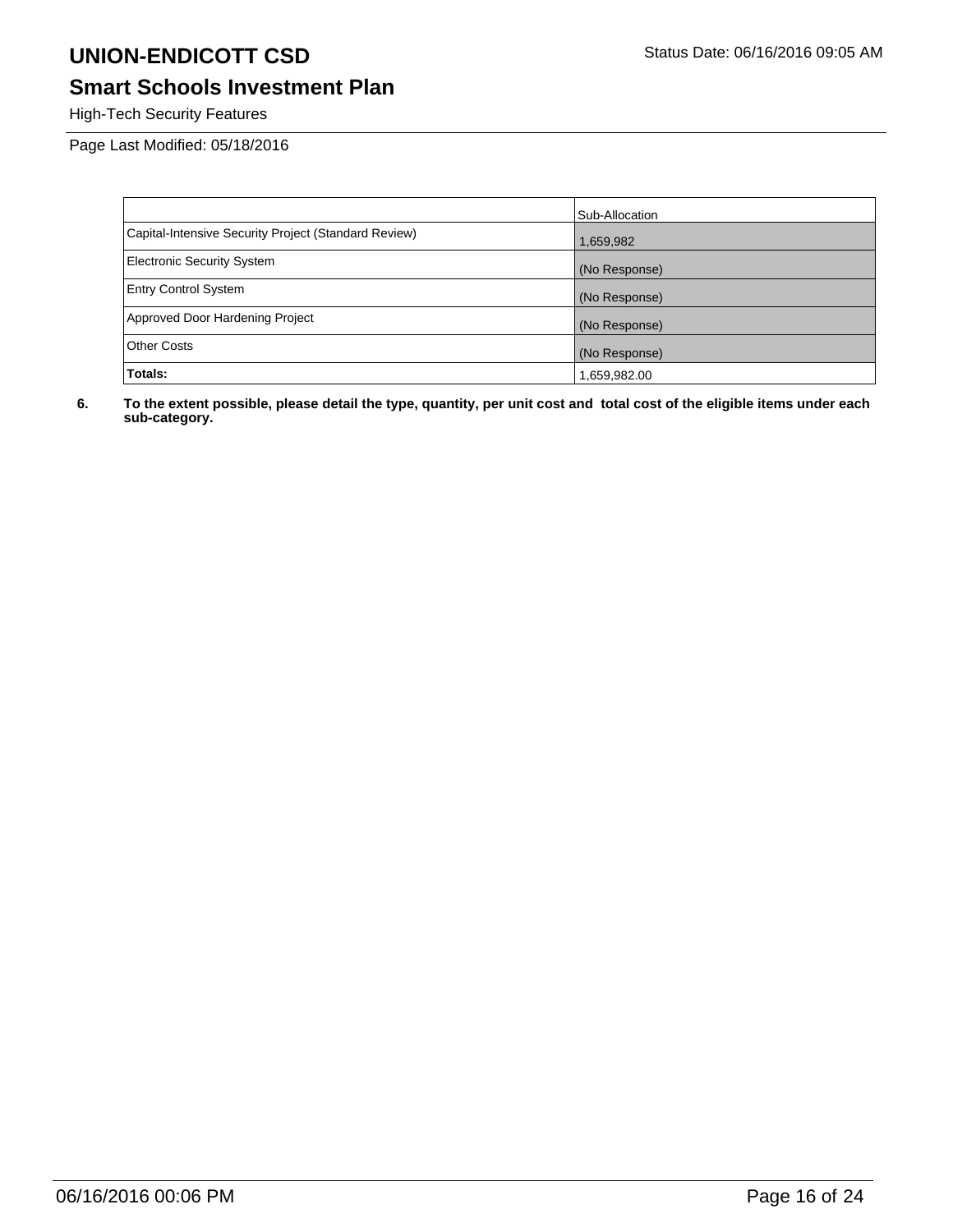# UNION-ENDICOTT CSD

## Smart Schools Investment Plan

High-Tech Security Features

Page Last Modified: 05/18/2016

| | Sub-Allocation |
|---|---|
| Capital-Intensive Security Project (Standard Review) | 1,659,982 |
| Electronic Security System | (No Response) |
| Entry Control System | (No Response) |
| Approved Door Hardening Project | (No Response) |
| Other Costs | (No Response) |
| **Totals:** | 1,659,982.00 |

**6. To the extent possible, please detail the type, quantity, per unit cost and total cost of the eligible items under each sub-category.**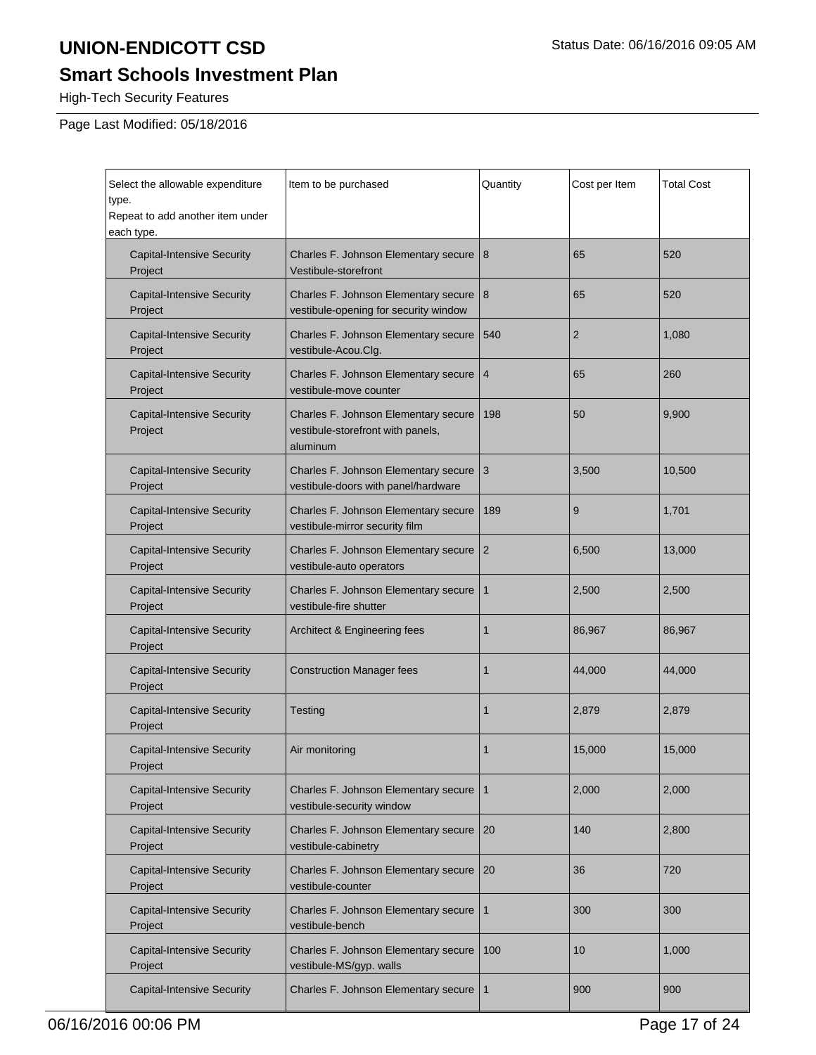# UNION-ENDICOTT CSD

Status Date: 06/16/2016 09:05 AM

## Smart Schools Investment Plan

High-Tech Security Features

Page Last Modified: 05/18/2016

| Select the allowable expenditure type.<br>Repeat to add another item under each type. | Item to be purchased | Quantity | Cost per Item | Total Cost |
|---|---|---|---|---|
| Capital-Intensive Security Project | Charles F. Johnson Elementary secure Vestibule-storefront | 8 | 65 | 520 |
| Capital-Intensive Security Project | Charles F. Johnson Elementary secure vestibule-opening for security window | 8 | 65 | 520 |
| Capital-Intensive Security Project | Charles F. Johnson Elementary secure vestibule-Acou.Clg. | 540 | 2 | 1,080 |
| Capital-Intensive Security Project | Charles F. Johnson Elementary secure vestibule-move counter | 4 | 65 | 260 |
| Capital-Intensive Security Project | Charles F. Johnson Elementary secure vestibule-storefront with panels, aluminum | 198 | 50 | 9,900 |
| Capital-Intensive Security Project | Charles F. Johnson Elementary secure vestibule-doors with panel/hardware | 3 | 3,500 | 10,500 |
| Capital-Intensive Security Project | Charles F. Johnson Elementary secure vestibule-mirror security film | 189 | 9 | 1,701 |
| Capital-Intensive Security Project | Charles F. Johnson Elementary secure vestibule-auto operators | 2 | 6,500 | 13,000 |
| Capital-Intensive Security Project | Charles F. Johnson Elementary secure vestibule-fire shutter | 1 | 2,500 | 2,500 |
| Capital-Intensive Security Project | Architect & Engineering fees | 1 | 86,967 | 86,967 |
| Capital-Intensive Security Project | Construction Manager fees | 1 | 44,000 | 44,000 |
| Capital-Intensive Security Project | Testing | 1 | 2,879 | 2,879 |
| Capital-Intensive Security Project | Air monitoring | 1 | 15,000 | 15,000 |
| Capital-Intensive Security Project | Charles F. Johnson Elementary secure vestibule-security window | 1 | 2,000 | 2,000 |
| Capital-Intensive Security Project | Charles F. Johnson Elementary secure vestibule-cabinetry | 20 | 140 | 2,800 |
| Capital-Intensive Security Project | Charles F. Johnson Elementary secure vestibule-counter | 20 | 36 | 720 |
| Capital-Intensive Security Project | Charles F. Johnson Elementary secure vestibule-bench | 1 | 300 | 300 |
| Capital-Intensive Security Project | Charles F. Johnson Elementary secure vestibule-MS/gyp. walls | 100 | 10 | 1,000 |
| Capital-Intensive Security | Charles F. Johnson Elementary secure | 1 | 900 | 900 |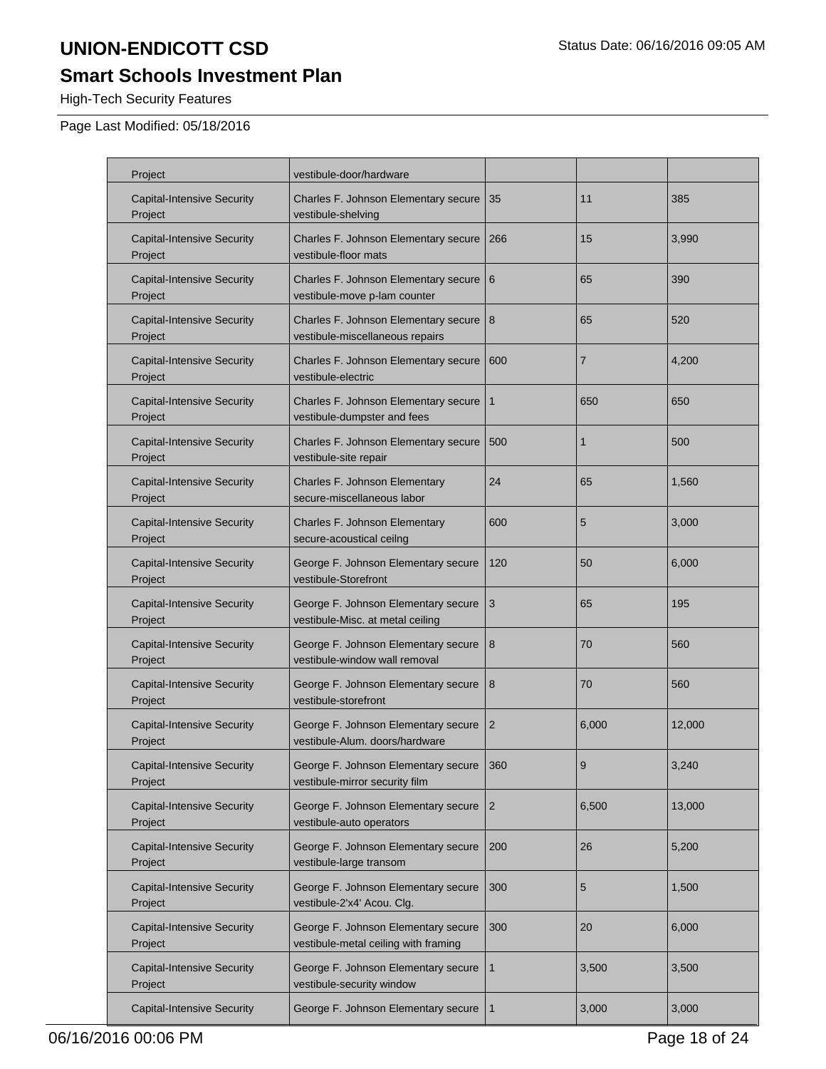# UNION-ENDICOTT CSD

Status Date: 06/16/2016 09:05 AM

## Smart Schools Investment Plan

High-Tech Security Features

Page Last Modified: 05/18/2016

| | | | | |
|---|---|---|---|---|
| Project | vestibule-door/hardware | | | |
| Capital-Intensive Security Project | Charles F. Johnson Elementary secure vestibule-shelving | 35 | 11 | 385 |
| Capital-Intensive Security Project | Charles F. Johnson Elementary secure vestibule-floor mats | 266 | 15 | 3,990 |
| Capital-Intensive Security Project | Charles F. Johnson Elementary secure vestibule-move p-lam counter | 6 | 65 | 390 |
| Capital-Intensive Security Project | Charles F. Johnson Elementary secure vestibule-miscellaneous repairs | 8 | 65 | 520 |
| Capital-Intensive Security Project | Charles F. Johnson Elementary secure vestibule-electric | 600 | 7 | 4,200 |
| Capital-Intensive Security Project | Charles F. Johnson Elementary secure vestibule-dumpster and fees | 1 | 650 | 650 |
| Capital-Intensive Security Project | Charles F. Johnson Elementary secure vestibule-site repair | 500 | 1 | 500 |
| Capital-Intensive Security Project | Charles F. Johnson Elementary secure-miscellaneous labor | 24 | 65 | 1,560 |
| Capital-Intensive Security Project | Charles F. Johnson Elementary secure-acoustical ceilng | 600 | 5 | 3,000 |
| Capital-Intensive Security Project | George F. Johnson Elementary secure vestibule-Storefront | 120 | 50 | 6,000 |
| Capital-Intensive Security Project | George F. Johnson Elementary secure vestibule-Misc. at metal ceiling | 3 | 65 | 195 |
| Capital-Intensive Security Project | George F. Johnson Elementary secure vestibule-window wall removal | 8 | 70 | 560 |
| Capital-Intensive Security Project | George F. Johnson Elementary secure vestibule-storefront | 8 | 70 | 560 |
| Capital-Intensive Security Project | George F. Johnson Elementary secure vestibule-Alum. doors/hardware | 2 | 6,000 | 12,000 |
| Capital-Intensive Security Project | George F. Johnson Elementary secure vestibule-mirror security film | 360 | 9 | 3,240 |
| Capital-Intensive Security Project | George F. Johnson Elementary secure vestibule-auto operators | 2 | 6,500 | 13,000 |
| Capital-Intensive Security Project | George F. Johnson Elementary secure vestibule-large transom | 200 | 26 | 5,200 |
| Capital-Intensive Security Project | George F. Johnson Elementary secure vestibule-2'x4' Acou. Clg. | 300 | 5 | 1,500 |
| Capital-Intensive Security Project | George F. Johnson Elementary secure vestibule-metal ceiling with framing | 300 | 20 | 6,000 |
| Capital-Intensive Security Project | George F. Johnson Elementary secure vestibule-security window | 1 | 3,500 | 3,500 |
| Capital-Intensive Security | George F. Johnson Elementary secure | 1 | 3,000 | 3,000 |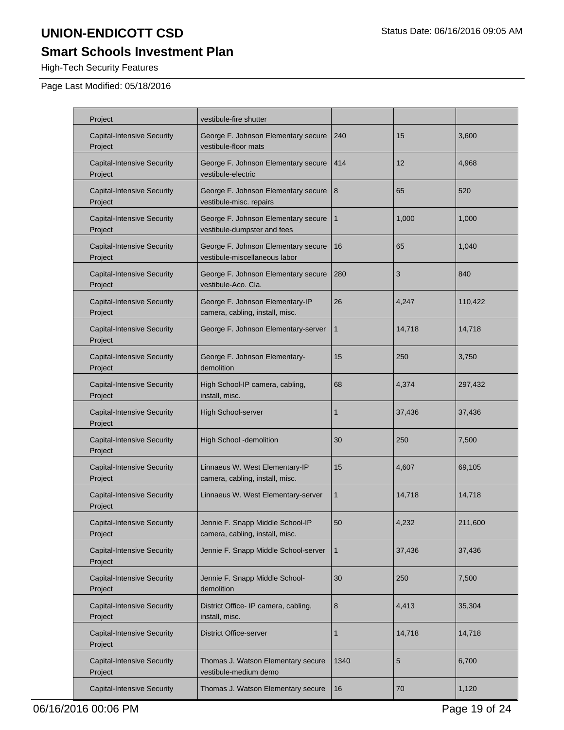# UNION-ENDICOTT CSD

## Smart Schools Investment Plan

High-Tech Security Features

Page Last Modified: 05/18/2016

| | | | | |
|---|---|---|---|---|
| Project | vestibule-fire shutter | | | |
| Capital-Intensive Security Project | George F. Johnson Elementary secure vestibule-floor mats | 240 | 15 | 3,600 |
| Capital-Intensive Security Project | George F. Johnson Elementary secure vestibule-electric | 414 | 12 | 4,968 |
| Capital-Intensive Security Project | George F. Johnson Elementary secure vestibule-misc. repairs | 8 | 65 | 520 |
| Capital-Intensive Security Project | George F. Johnson Elementary secure vestibule-dumpster and fees | 1 | 1,000 | 1,000 |
| Capital-Intensive Security Project | George F. Johnson Elementary secure vestibule-miscellaneous labor | 16 | 65 | 1,040 |
| Capital-Intensive Security Project | George F. Johnson Elementary secure vestibule-Aco. Cla. | 280 | 3 | 840 |
| Capital-Intensive Security Project | George F. Johnson Elementary-IP camera, cabling, install, misc. | 26 | 4,247 | 110,422 |
| Capital-Intensive Security Project | George F. Johnson Elementary-server | 1 | 14,718 | 14,718 |
| Capital-Intensive Security Project | George F. Johnson Elementary-demolition | 15 | 250 | 3,750 |
| Capital-Intensive Security Project | High School-IP camera, cabling, install, misc. | 68 | 4,374 | 297,432 |
| Capital-Intensive Security Project | High School-server | 1 | 37,436 | 37,436 |
| Capital-Intensive Security Project | High School -demolition | 30 | 250 | 7,500 |
| Capital-Intensive Security Project | Linnaeus W. West Elementary-IP camera, cabling, install, misc. | 15 | 4,607 | 69,105 |
| Capital-Intensive Security Project | Linnaeus W. West Elementary-server | 1 | 14,718 | 14,718 |
| Capital-Intensive Security Project | Jennie F. Snapp Middle School-IP camera, cabling, install, misc. | 50 | 4,232 | 211,600 |
| Capital-Intensive Security Project | Jennie F. Snapp Middle School-server | 1 | 37,436 | 37,436 |
| Capital-Intensive Security Project | Jennie F. Snapp Middle School-demolition | 30 | 250 | 7,500 |
| Capital-Intensive Security Project | District Office- IP camera, cabling, install, misc. | 8 | 4,413 | 35,304 |
| Capital-Intensive Security Project | District Office-server | 1 | 14,718 | 14,718 |
| Capital-Intensive Security Project | Thomas J. Watson Elementary secure vestibule-medium demo | 1340 | 5 | 6,700 |
| Capital-Intensive Security | Thomas J. Watson Elementary secure | 16 | 70 | 1,120 |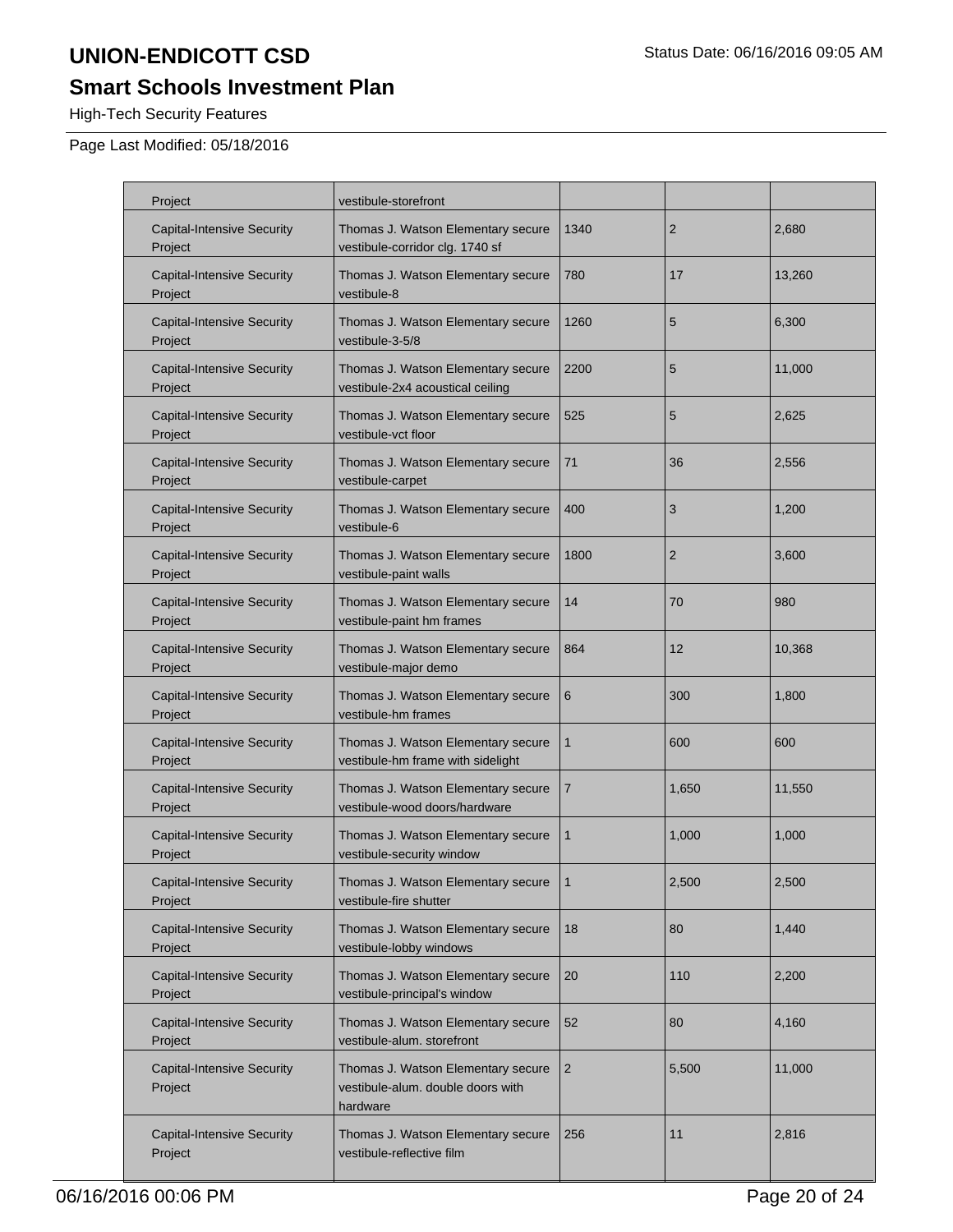# UNION-ENDICOTT CSD

## Smart Schools Investment Plan

High-Tech Security Features

Page Last Modified: 05/18/2016

| | | | | |
|---|---|---|---|---|
| Project | vestibule-storefront | | | |
| Capital-Intensive Security Project | Thomas J. Watson Elementary secure vestibule-corridor clg. 1740 sf | 1340 | 2 | 2,680 |
| Capital-Intensive Security Project | Thomas J. Watson Elementary secure vestibule-8 | 780 | 17 | 13,260 |
| Capital-Intensive Security Project | Thomas J. Watson Elementary secure vestibule-3-5/8 | 1260 | 5 | 6,300 |
| Capital-Intensive Security Project | Thomas J. Watson Elementary secure vestibule-2x4 acoustical ceiling | 2200 | 5 | 11,000 |
| Capital-Intensive Security Project | Thomas J. Watson Elementary secure vestibule-vct floor | 525 | 5 | 2,625 |
| Capital-Intensive Security Project | Thomas J. Watson Elementary secure vestibule-carpet | 71 | 36 | 2,556 |
| Capital-Intensive Security Project | Thomas J. Watson Elementary secure vestibule-6 | 400 | 3 | 1,200 |
| Capital-Intensive Security Project | Thomas J. Watson Elementary secure vestibule-paint walls | 1800 | 2 | 3,600 |
| Capital-Intensive Security Project | Thomas J. Watson Elementary secure vestibule-paint hm frames | 14 | 70 | 980 |
| Capital-Intensive Security Project | Thomas J. Watson Elementary secure vestibule-major demo | 864 | 12 | 10,368 |
| Capital-Intensive Security Project | Thomas J. Watson Elementary secure vestibule-hm frames | 6 | 300 | 1,800 |
| Capital-Intensive Security Project | Thomas J. Watson Elementary secure vestibule-hm frame with sidelight | 1 | 600 | 600 |
| Capital-Intensive Security Project | Thomas J. Watson Elementary secure vestibule-wood doors/hardware | 7 | 1,650 | 11,550 |
| Capital-Intensive Security Project | Thomas J. Watson Elementary secure vestibule-security window | 1 | 1,000 | 1,000 |
| Capital-Intensive Security Project | Thomas J. Watson Elementary secure vestibule-fire shutter | 1 | 2,500 | 2,500 |
| Capital-Intensive Security Project | Thomas J. Watson Elementary secure vestibule-lobby windows | 18 | 80 | 1,440 |
| Capital-Intensive Security Project | Thomas J. Watson Elementary secure vestibule-principal's window | 20 | 110 | 2,200 |
| Capital-Intensive Security Project | Thomas J. Watson Elementary secure vestibule-alum. storefront | 52 | 80 | 4,160 |
| Capital-Intensive Security Project | Thomas J. Watson Elementary secure vestibule-alum. double doors with hardware | 2 | 5,500 | 11,000 |
| Capital-Intensive Security Project | Thomas J. Watson Elementary secure vestibule-reflective film | 256 | 11 | 2,816 |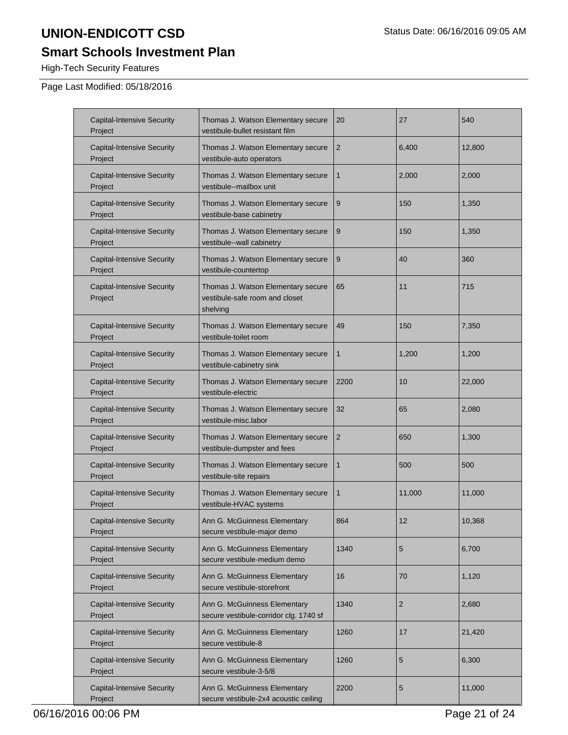# UNION-ENDICOTT CSD

Status Date: 06/16/2016 09:05 AM

## Smart Schools Investment Plan

High-Tech Security Features

Page Last Modified: 05/18/2016

| | | | | |
|---|---|---|---|---|
| Capital-Intensive Security Project | Thomas J. Watson Elementary secure vestibule-bullet resistant film | 20 | 27 | 540 |
| Capital-Intensive Security Project | Thomas J. Watson Elementary secure vestibule-auto operators | 2 | 6,400 | 12,800 |
| Capital-Intensive Security Project | Thomas J. Watson Elementary secure vestibule--mailbox unit | 1 | 2,000 | 2,000 |
| Capital-Intensive Security Project | Thomas J. Watson Elementary secure vestibule-base cabinetry | 9 | 150 | 1,350 |
| Capital-Intensive Security Project | Thomas J. Watson Elementary secure vestibule--wall cabinetry | 9 | 150 | 1,350 |
| Capital-Intensive Security Project | Thomas J. Watson Elementary secure vestibule-countertop | 9 | 40 | 360 |
| Capital-Intensive Security Project | Thomas J. Watson Elementary secure vestibule-safe room and closet shelving | 65 | 11 | 715 |
| Capital-Intensive Security Project | Thomas J. Watson Elementary secure vestibule-toilet room | 49 | 150 | 7,350 |
| Capital-Intensive Security Project | Thomas J. Watson Elementary secure vestibule-cabinetry sink | 1 | 1,200 | 1,200 |
| Capital-Intensive Security Project | Thomas J. Watson Elementary secure vestibule-electric | 2200 | 10 | 22,000 |
| Capital-Intensive Security Project | Thomas J. Watson Elementary secure vestibule-misc.labor | 32 | 65 | 2,080 |
| Capital-Intensive Security Project | Thomas J. Watson Elementary secure vestibule-dumpster and fees | 2 | 650 | 1,300 |
| Capital-Intensive Security Project | Thomas J. Watson Elementary secure vestibule-site repairs | 1 | 500 | 500 |
| Capital-Intensive Security Project | Thomas J. Watson Elementary secure vestibule-HVAC systems | 1 | 11,000 | 11,000 |
| Capital-Intensive Security Project | Ann G. McGuinness Elementary secure vestibule-major demo | 864 | 12 | 10,368 |
| Capital-Intensive Security Project | Ann G. McGuinness Elementary secure vestibule-medium demo | 1340 | 5 | 6,700 |
| Capital-Intensive Security Project | Ann G. McGuinness Elementary secure vestibule-storefront | 16 | 70 | 1,120 |
| Capital-Intensive Security Project | Ann G. McGuinness Elementary secure vestibule-corridor clg. 1740 sf | 1340 | 2 | 2,680 |
| Capital-Intensive Security Project | Ann G. McGuinness Elementary secure vestibule-8 | 1260 | 17 | 21,420 |
| Capital-Intensive Security Project | Ann G. McGuinness Elementary secure vestibule-3-5/8 | 1260 | 5 | 6,300 |
| Capital-Intensive Security Project | Ann G. McGuinness Elementary secure vestibule-2x4 acoustic ceiling | 2200 | 5 | 11,000 |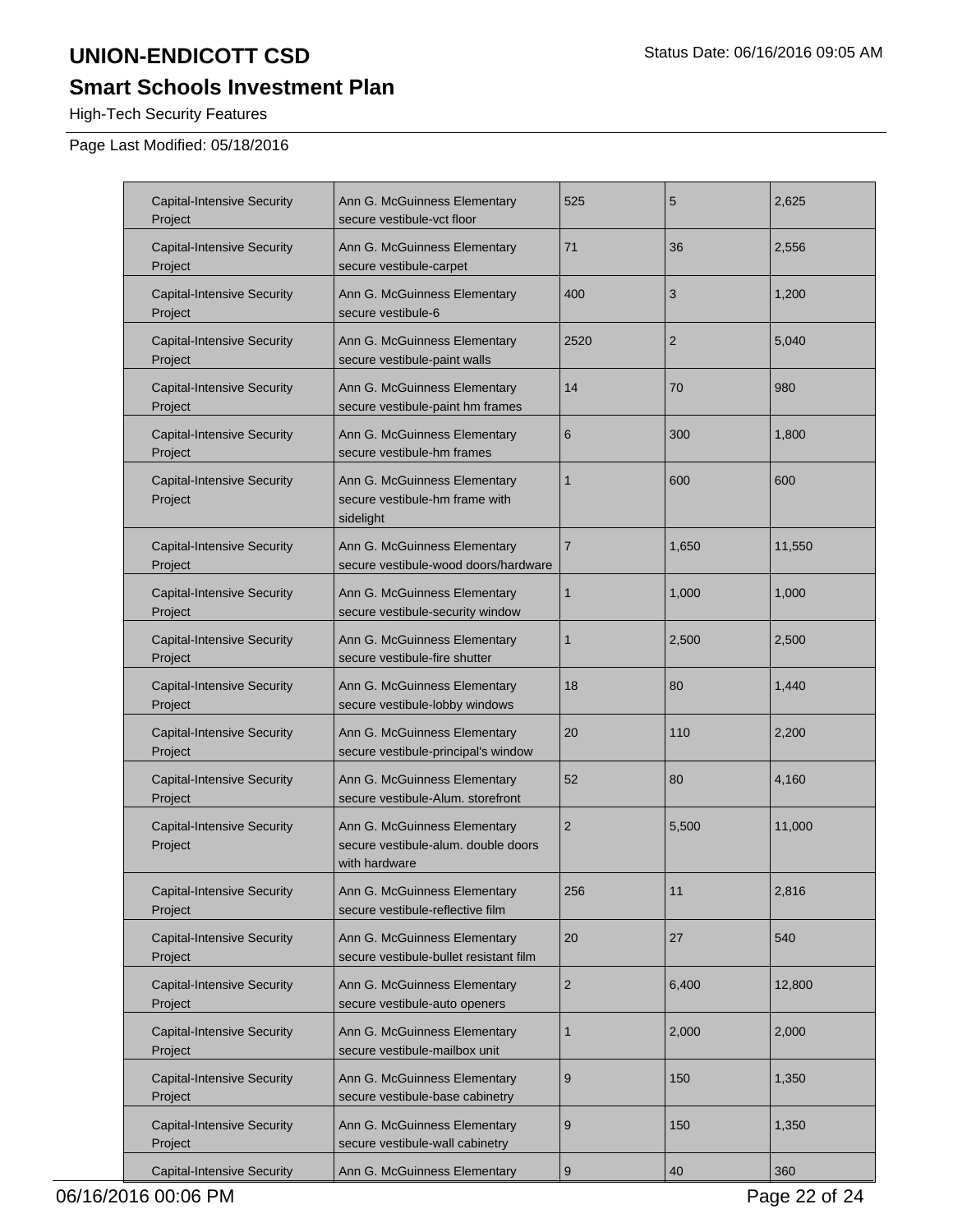# UNION-ENDICOTT CSD

## Smart Schools Investment Plan

High-Tech Security Features

Page Last Modified: 05/18/2016

| | | | | |
|---|---|---|---|---|
| Capital-Intensive Security Project | Ann G. McGuinness Elementary secure vestibule-vct floor | 525 | 5 | 2,625 |
| Capital-Intensive Security Project | Ann G. McGuinness Elementary secure vestibule-carpet | 71 | 36 | 2,556 |
| Capital-Intensive Security Project | Ann G. McGuinness Elementary secure vestibule-6 | 400 | 3 | 1,200 |
| Capital-Intensive Security Project | Ann G. McGuinness Elementary secure vestibule-paint walls | 2520 | 2 | 5,040 |
| Capital-Intensive Security Project | Ann G. McGuinness Elementary secure vestibule-paint hm frames | 14 | 70 | 980 |
| Capital-Intensive Security Project | Ann G. McGuinness Elementary secure vestibule-hm frames | 6 | 300 | 1,800 |
| Capital-Intensive Security Project | Ann G. McGuinness Elementary secure vestibule-hm frame with sidelight | 1 | 600 | 600 |
| Capital-Intensive Security Project | Ann G. McGuinness Elementary secure vestibule-wood doors/hardware | 7 | 1,650 | 11,550 |
| Capital-Intensive Security Project | Ann G. McGuinness Elementary secure vestibule-security window | 1 | 1,000 | 1,000 |
| Capital-Intensive Security Project | Ann G. McGuinness Elementary secure vestibule-fire shutter | 1 | 2,500 | 2,500 |
| Capital-Intensive Security Project | Ann G. McGuinness Elementary secure vestibule-lobby windows | 18 | 80 | 1,440 |
| Capital-Intensive Security Project | Ann G. McGuinness Elementary secure vestibule-principal's window | 20 | 110 | 2,200 |
| Capital-Intensive Security Project | Ann G. McGuinness Elementary secure vestibule-Alum. storefront | 52 | 80 | 4,160 |
| Capital-Intensive Security Project | Ann G. McGuinness Elementary secure vestibule-alum. double doors with hardware | 2 | 5,500 | 11,000 |
| Capital-Intensive Security Project | Ann G. McGuinness Elementary secure vestibule-reflective film | 256 | 11 | 2,816 |
| Capital-Intensive Security Project | Ann G. McGuinness Elementary secure vestibule-bullet resistant film | 20 | 27 | 540 |
| Capital-Intensive Security Project | Ann G. McGuinness Elementary secure vestibule-auto openers | 2 | 6,400 | 12,800 |
| Capital-Intensive Security Project | Ann G. McGuinness Elementary secure vestibule-mailbox unit | 1 | 2,000 | 2,000 |
| Capital-Intensive Security Project | Ann G. McGuinness Elementary secure vestibule-base cabinetry | 9 | 150 | 1,350 |
| Capital-Intensive Security Project | Ann G. McGuinness Elementary secure vestibule-wall cabinetry | 9 | 150 | 1,350 |
| Capital-Intensive Security | Ann G. McGuinness Elementary | 9 | 40 | 360 |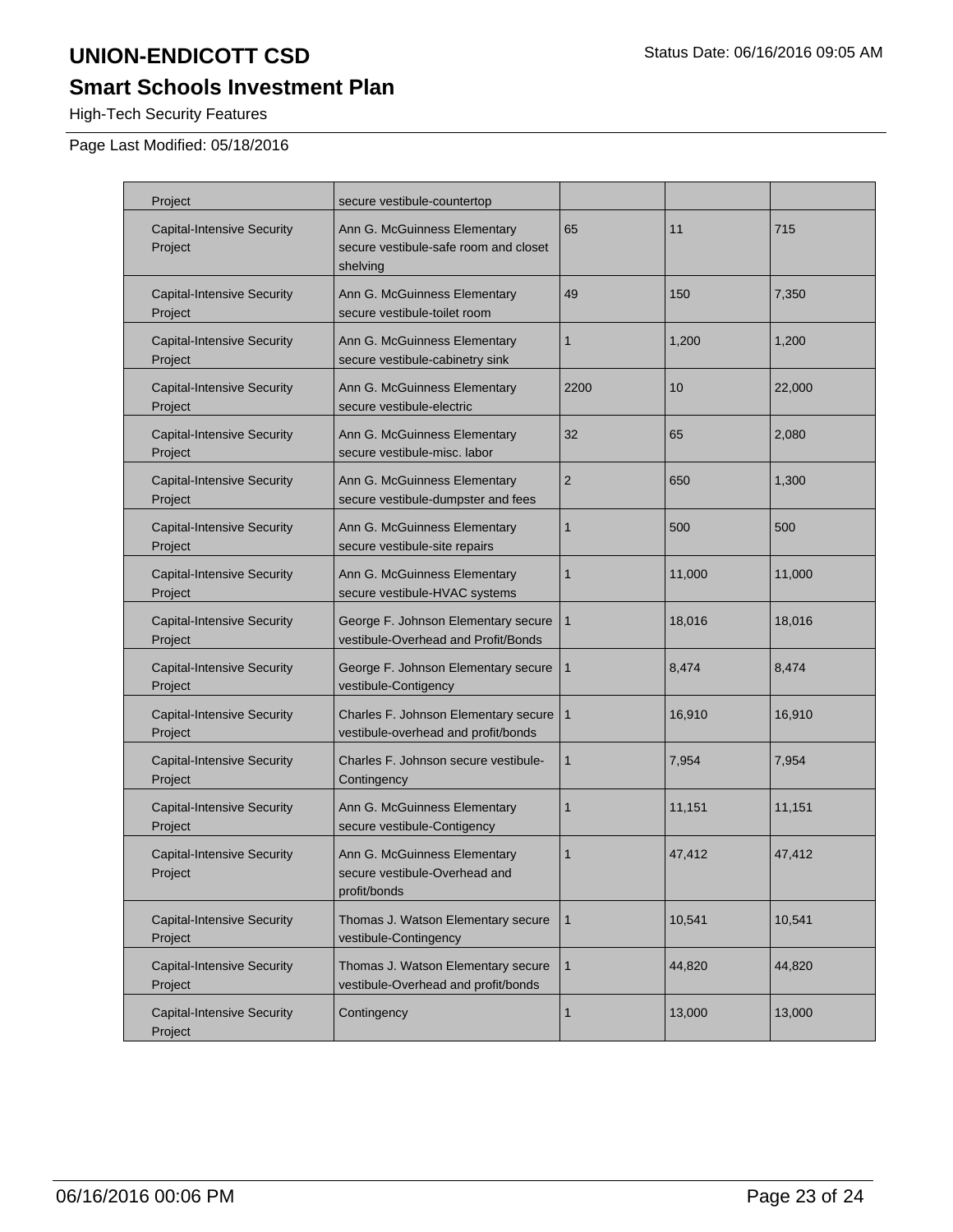# UNION-ENDICOTT CSD

## Smart Schools Investment Plan

High-Tech Security Features

Page Last Modified: 05/18/2016

| | | | | |
|---|---|---|---|---|
| Project | secure vestibule-countertop | | | |
| Capital-Intensive Security Project | Ann G. McGuinness Elementary secure vestibule-safe room and closet shelving | 65 | 11 | 715 |
| Capital-Intensive Security Project | Ann G. McGuinness Elementary secure vestibule-toilet room | 49 | 150 | 7,350 |
| Capital-Intensive Security Project | Ann G. McGuinness Elementary secure vestibule-cabinetry sink | 1 | 1,200 | 1,200 |
| Capital-Intensive Security Project | Ann G. McGuinness Elementary secure vestibule-electric | 2200 | 10 | 22,000 |
| Capital-Intensive Security Project | Ann G. McGuinness Elementary secure vestibule-misc. labor | 32 | 65 | 2,080 |
| Capital-Intensive Security Project | Ann G. McGuinness Elementary secure vestibule-dumpster and fees | 2 | 650 | 1,300 |
| Capital-Intensive Security Project | Ann G. McGuinness Elementary secure vestibule-site repairs | 1 | 500 | 500 |
| Capital-Intensive Security Project | Ann G. McGuinness Elementary secure vestibule-HVAC systems | 1 | 11,000 | 11,000 |
| Capital-Intensive Security Project | George F. Johnson Elementary secure vestibule-Overhead and Profit/Bonds | 1 | 18,016 | 18,016 |
| Capital-Intensive Security Project | George F. Johnson Elementary secure vestibule-Contigency | 1 | 8,474 | 8,474 |
| Capital-Intensive Security Project | Charles F. Johnson Elementary secure vestibule-overhead and profit/bonds | 1 | 16,910 | 16,910 |
| Capital-Intensive Security Project | Charles F. Johnson secure vestibule-Contingency | 1 | 7,954 | 7,954 |
| Capital-Intensive Security Project | Ann G. McGuinness Elementary secure vestibule-Contigency | 1 | 11,151 | 11,151 |
| Capital-Intensive Security Project | Ann G. McGuinness Elementary secure vestibule-Overhead and profit/bonds | 1 | 47,412 | 47,412 |
| Capital-Intensive Security Project | Thomas J. Watson Elementary secure vestibule-Contingency | 1 | 10,541 | 10,541 |
| Capital-Intensive Security Project | Thomas J. Watson Elementary secure vestibule-Overhead and profit/bonds | 1 | 44,820 | 44,820 |
| Capital-Intensive Security Project | Contingency | 1 | 13,000 | 13,000 |